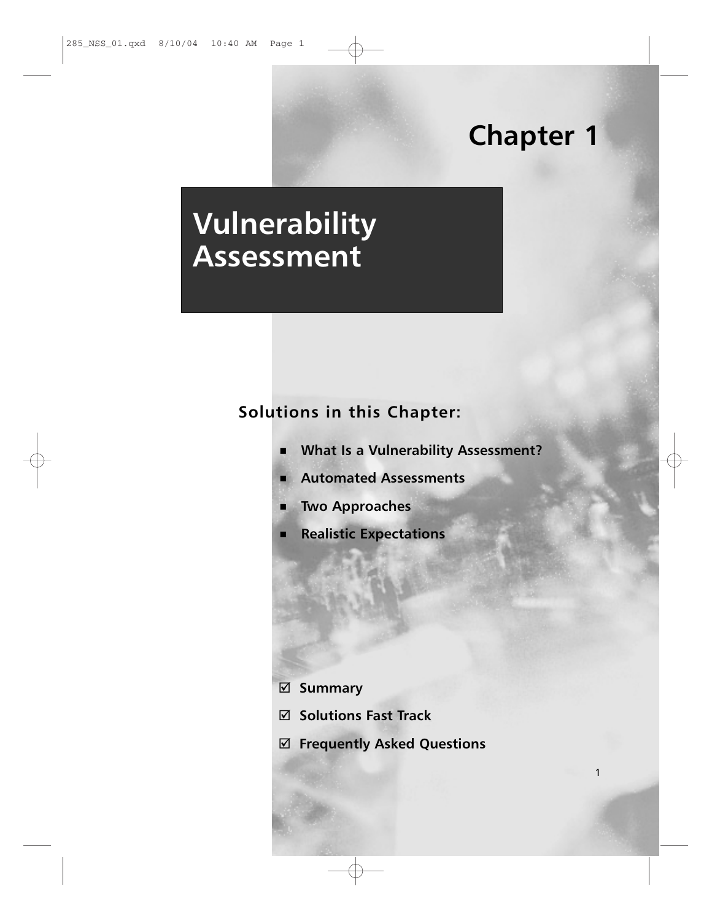# Chapter 1

# Vulnerability Assessment

## Solutions in this Chapter:

- What Is a Vulnerability Assessment?
- Automated Assessments
- Two Approaches
- Realistic Expectations

- ☑ Summary
- ☑ Solutions Fast Track
- ☑ Frequently Asked Questions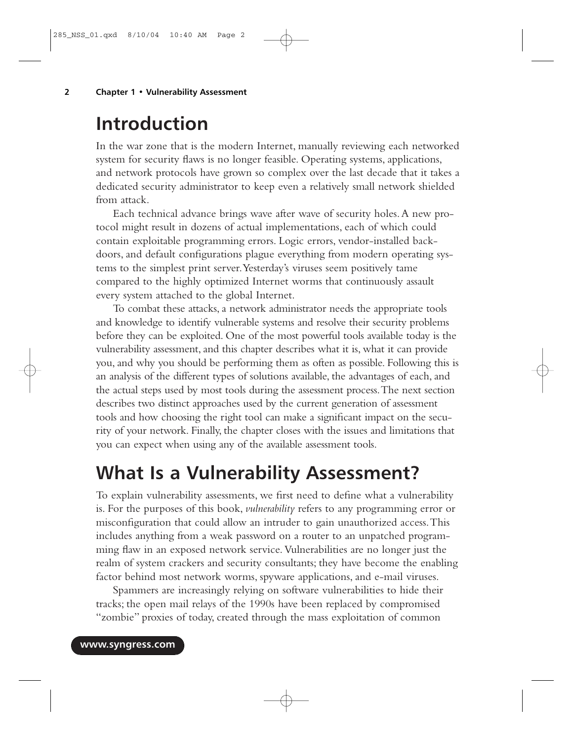# Introduction

In the war zone that is the modern Internet, manually reviewing each networked system for security flaws is no longer feasible. Operating systems, applications, and network protocols have grown so complex over the last decade that it takes a dedicated security administrator to keep even a relatively small network shielded from attack.

Each technical advance brings wave after wave of security holes. A new protocol might result in dozens of actual implementations, each of which could contain exploitable programming errors. Logic errors, vendor-installed backdoors, and default configurations plague everything from modern operating systems to the simplest print server. Yesterday's viruses seem positively tame compared to the highly optimized Internet worms that continuously assault every system attached to the global Internet.

To combat these attacks, a network administrator needs the appropriate tools and knowledge to identify vulnerable systems and resolve their security problems before they can be exploited. One of the most powerful tools available today is the vulnerability assessment, and this chapter describes what it is, what it can provide you, and why you should be performing them as often as possible. Following this is an analysis of the different types of solutions available, the advantages of each, and the actual steps used by most tools during the assessment process. The next section describes two distinct approaches used by the current generation of assessment tools and how choosing the right tool can make a significant impact on the security of your network. Finally, the chapter closes with the issues and limitations that you can expect when using any of the available assessment tools.

# What Is a Vulnerability Assessment?

To explain vulnerability assessments, we first need to define what a vulnerability is. For the purposes of this book, *vulnerability* refers to any programming error or misconfiguration that could allow an intruder to gain unauthorized access. This includes anything from a weak password on a router to an unpatched programming flaw in an exposed network service. Vulnerabilities are no longer just the realm of system crackers and security consultants; they have become the enabling factor behind most network worms, spyware applications, and e-mail viruses.

Spammers are increasingly relying on software vulnerabilities to hide their tracks; the open mail relays of the 1990s have been replaced by compromised "zombie" proxies of today, created through the mass exploitation of common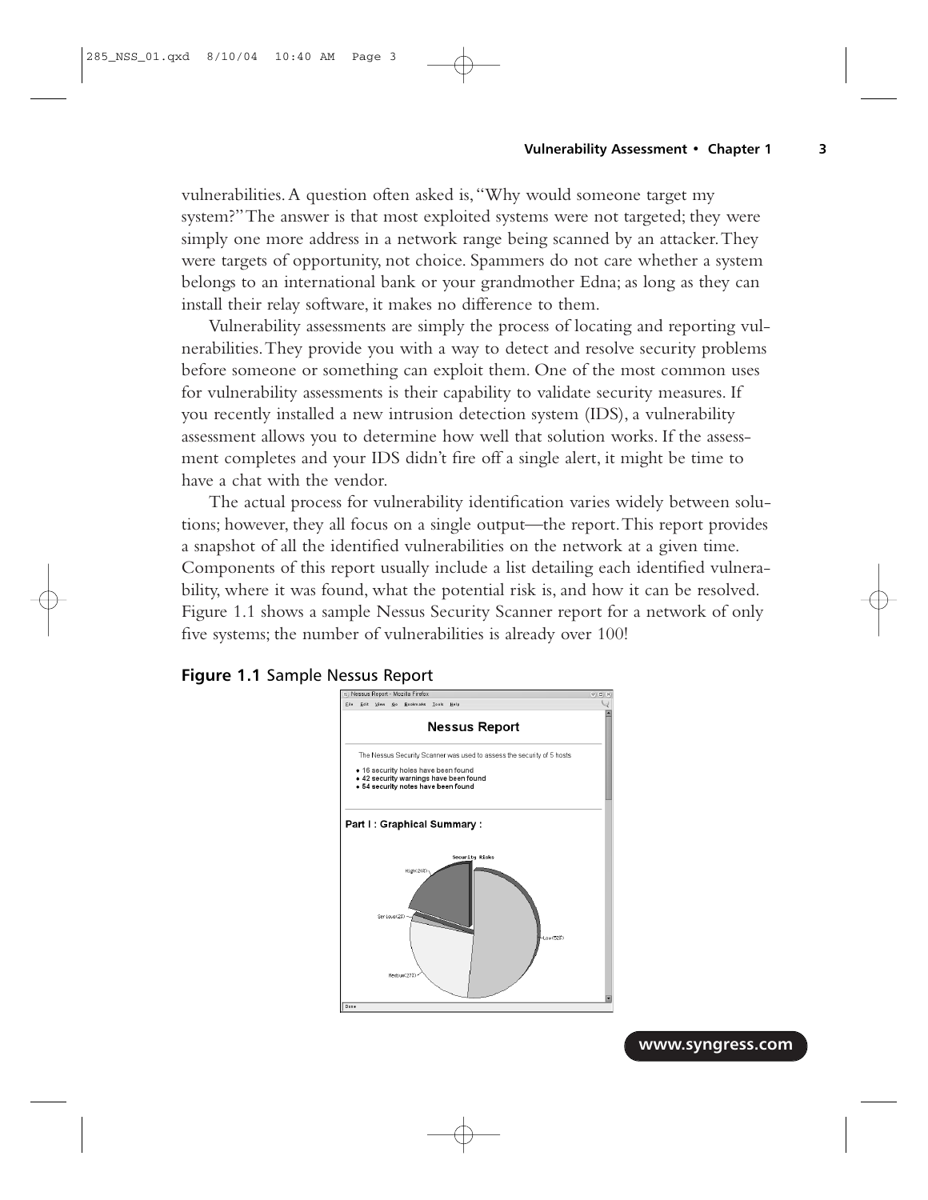vulnerabilities. A question often asked is, "Why would someone target my system?" The answer is that most exploited systems were not targeted; they were simply one more address in a network range being scanned by an attacker. They were targets of opportunity, not choice. Spammers do not care whether a system belongs to an international bank or your grandmother Edna; as long as they can install their relay software, it makes no difference to them.

Vulnerability assessments are simply the process of locating and reporting vulnerabilities. They provide you with a way to detect and resolve security problems before someone or something can exploit them. One of the most common uses for vulnerability assessments is their capability to validate security measures. If you recently installed a new intrusion detection system (IDS), a vulnerability assessment allows you to determine how well that solution works. If the assessment completes and your IDS didn't fire off a single alert, it might be time to have a chat with the vendor.

The actual process for vulnerability identification varies widely between solutions; however, they all focus on a single output—the report. This report provides a snapshot of all the identified vulnerabilities on the network at a given time. Components of this report usually include a list detailing each identified vulnerability, where it was found, what the potential risk is, and how it can be resolved. Figure 1.1 shows a sample Nessus Security Scanner report for a network of only five systems; the number of vulnerabilities is already over 100!

**Figure 1.1** Sample Nessus Report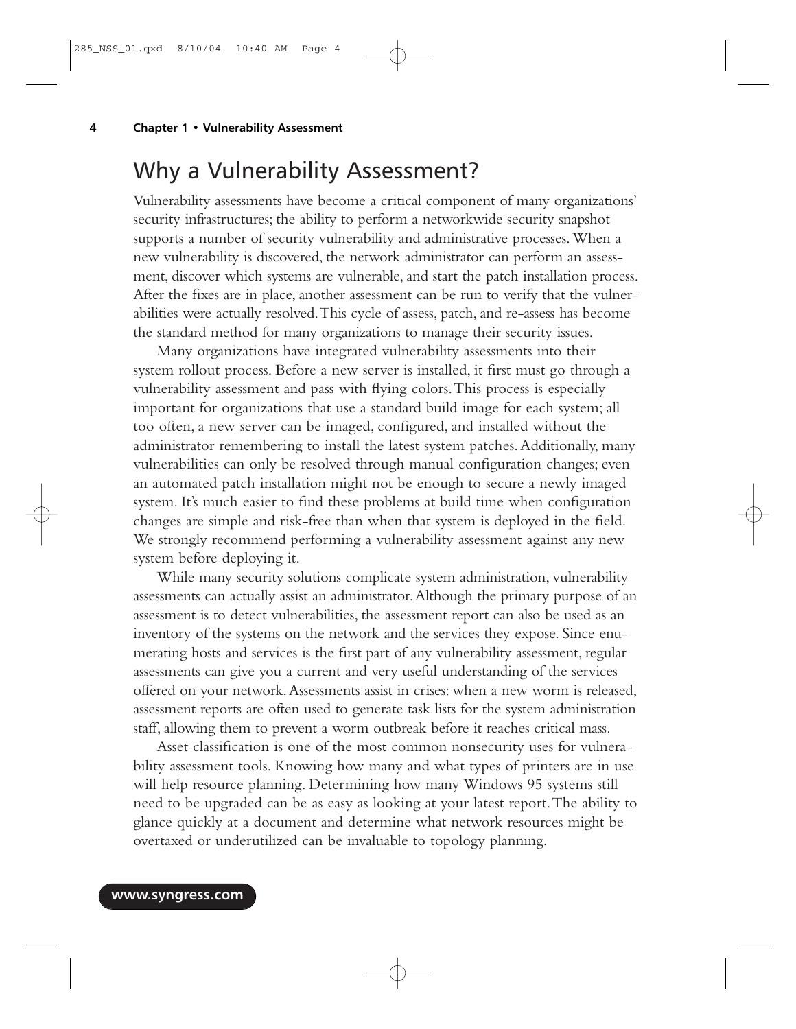## Why a Vulnerability Assessment?

Vulnerability assessments have become a critical component of many organizations' security infrastructures; the ability to perform a networkwide security snapshot supports a number of security vulnerability and administrative processes. When a new vulnerability is discovered, the network administrator can perform an assessment, discover which systems are vulnerable, and start the patch installation process. After the fixes are in place, another assessment can be run to verify that the vulnerabilities were actually resolved. This cycle of assess, patch, and re-assess has become the standard method for many organizations to manage their security issues.

Many organizations have integrated vulnerability assessments into their system rollout process. Before a new server is installed, it first must go through a vulnerability assessment and pass with flying colors. This process is especially important for organizations that use a standard build image for each system; all too often, a new server can be imaged, configured, and installed without the administrator remembering to install the latest system patches. Additionally, many vulnerabilities can only be resolved through manual configuration changes; even an automated patch installation might not be enough to secure a newly imaged system. It's much easier to find these problems at build time when configuration changes are simple and risk-free than when that system is deployed in the field. We strongly recommend performing a vulnerability assessment against any new system before deploying it.

While many security solutions complicate system administration, vulnerability assessments can actually assist an administrator. Although the primary purpose of an assessment is to detect vulnerabilities, the assessment report can also be used as an inventory of the systems on the network and the services they expose. Since enumerating hosts and services is the first part of any vulnerability assessment, regular assessments can give you a current and very useful understanding of the services offered on your network. Assessments assist in crises: when a new worm is released, assessment reports are often used to generate task lists for the system administration staff, allowing them to prevent a worm outbreak before it reaches critical mass.

Asset classification is one of the most common nonsecurity uses for vulnerability assessment tools. Knowing how many and what types of printers are in use will help resource planning. Determining how many Windows 95 systems still need to be upgraded can be as easy as looking at your latest report. The ability to glance quickly at a document and determine what network resources might be overtaxed or underutilized can be invaluable to topology planning.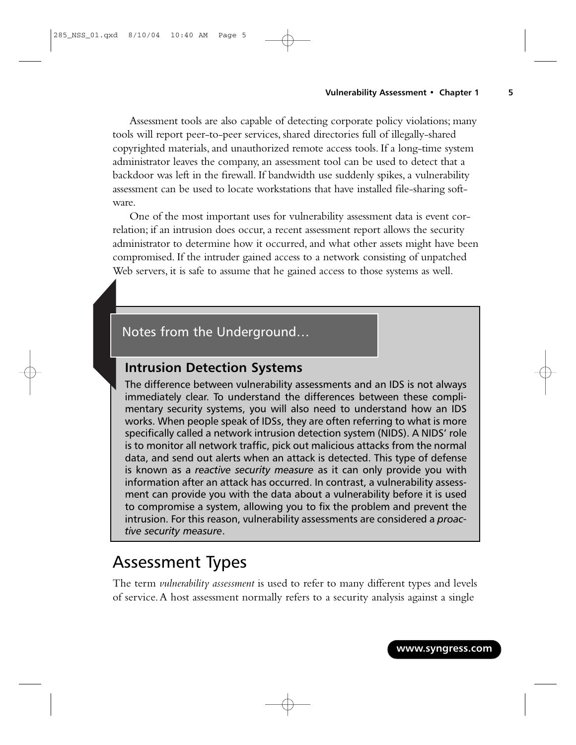Assessment tools are also capable of detecting corporate policy violations; many tools will report peer-to-peer services, shared directories full of illegally-shared copyrighted materials, and unauthorized remote access tools. If a long-time system administrator leaves the company, an assessment tool can be used to detect that a backdoor was left in the firewall. If bandwidth use suddenly spikes, a vulnerability assessment can be used to locate workstations that have installed file-sharing software.

One of the most important uses for vulnerability assessment data is event correlation; if an intrusion does occur, a recent assessment report allows the security administrator to determine how it occurred, and what other assets might have been compromised. If the intruder gained access to a network consisting of unpatched Web servers, it is safe to assume that he gained access to those systems as well.

> **Notes from the Underground…**
>
> ### Intrusion Detection Systems
>
> The difference between vulnerability assessments and an IDS is not always immediately clear. To understand the differences between these complimentary security systems, you will also need to understand how an IDS works. When people speak of IDSs, they are often referring to what is more specifically called a network intrusion detection system (NIDS). A NIDS' role is to monitor all network traffic, pick out malicious attacks from the normal data, and send out alerts when an attack is detected. This type of defense is known as a *reactive security measure* as it can only provide you with information after an attack has occurred. In contrast, a vulnerability assessment can provide you with the data about a vulnerability before it is used to compromise a system, allowing you to fix the problem and prevent the intrusion. For this reason, vulnerability assessments are considered a *proactive security measure*.

## Assessment Types

The term *vulnerability assessment* is used to refer to many different types and levels of service. A host assessment normally refers to a security analysis against a single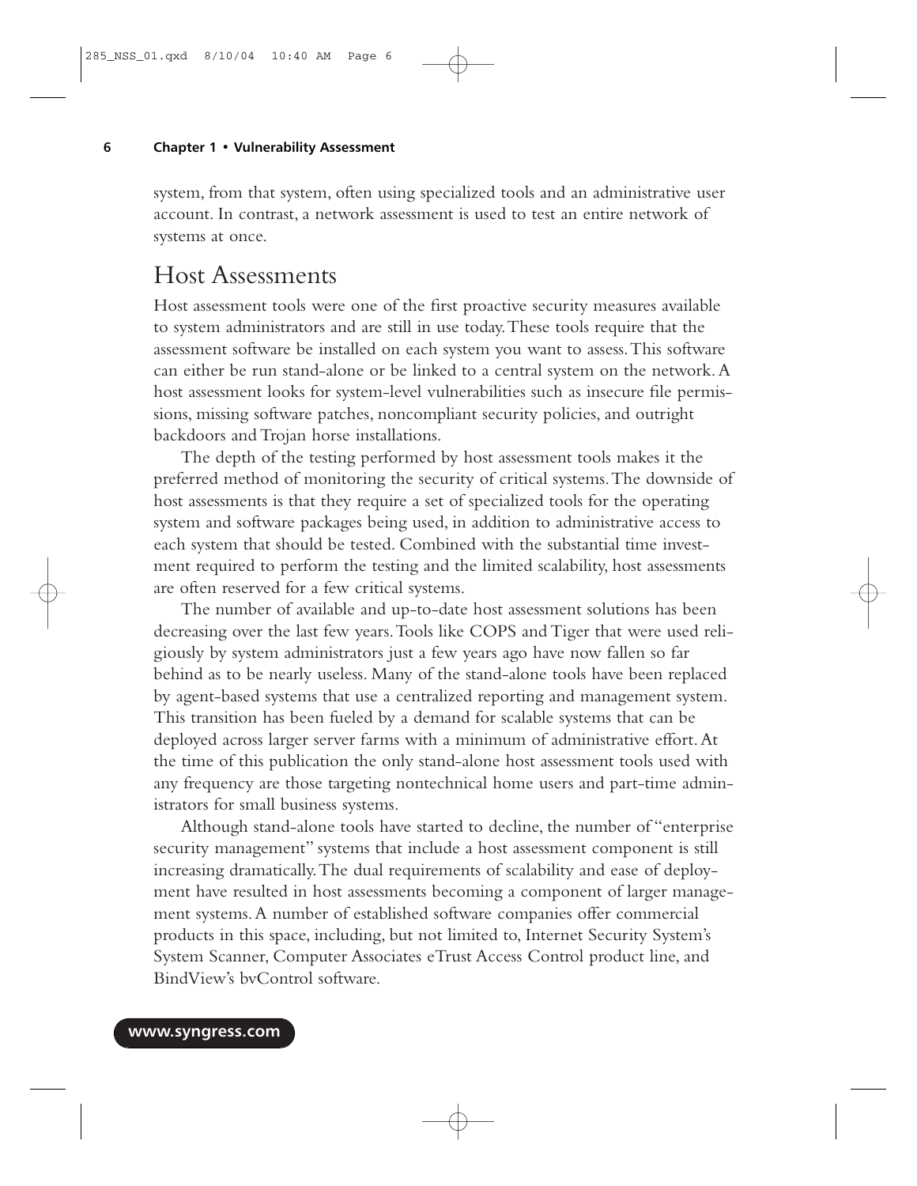system, from that system, often using specialized tools and an administrative user account. In contrast, a network assessment is used to test an entire network of systems at once.

## Host Assessments

Host assessment tools were one of the first proactive security measures available to system administrators and are still in use today. These tools require that the assessment software be installed on each system you want to assess. This software can either be run stand-alone or be linked to a central system on the network. A host assessment looks for system-level vulnerabilities such as insecure file permissions, missing software patches, noncompliant security policies, and outright backdoors and Trojan horse installations.

The depth of the testing performed by host assessment tools makes it the preferred method of monitoring the security of critical systems. The downside of host assessments is that they require a set of specialized tools for the operating system and software packages being used, in addition to administrative access to each system that should be tested. Combined with the substantial time investment required to perform the testing and the limited scalability, host assessments are often reserved for a few critical systems.

The number of available and up-to-date host assessment solutions has been decreasing over the last few years. Tools like COPS and Tiger that were used religiously by system administrators just a few years ago have now fallen so far behind as to be nearly useless. Many of the stand-alone tools have been replaced by agent-based systems that use a centralized reporting and management system. This transition has been fueled by a demand for scalable systems that can be deployed across larger server farms with a minimum of administrative effort. At the time of this publication the only stand-alone host assessment tools used with any frequency are those targeting nontechnical home users and part-time administrators for small business systems.

Although stand-alone tools have started to decline, the number of "enterprise security management" systems that include a host assessment component is still increasing dramatically. The dual requirements of scalability and ease of deployment have resulted in host assessments becoming a component of larger management systems. A number of established software companies offer commercial products in this space, including, but not limited to, Internet Security System's System Scanner, Computer Associates eTrust Access Control product line, and BindView's bvControl software.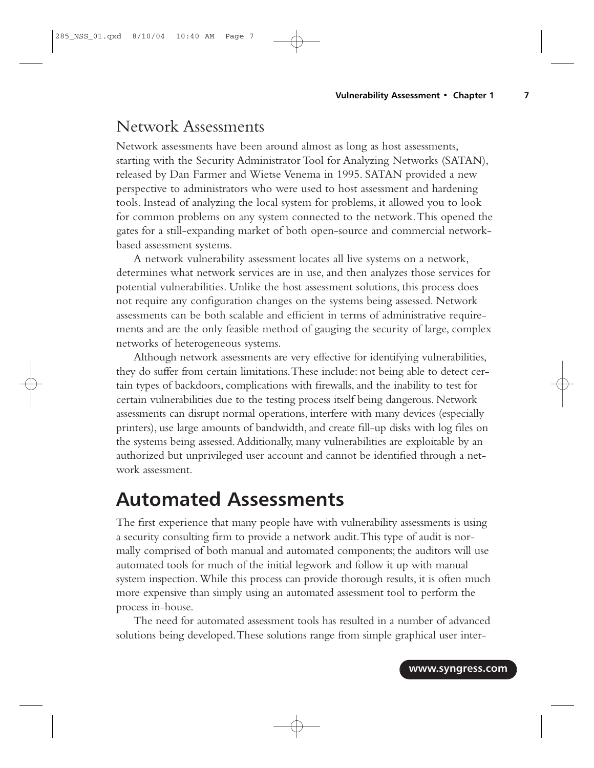## Network Assessments

Network assessments have been around almost as long as host assessments, starting with the Security Administrator Tool for Analyzing Networks (SATAN), released by Dan Farmer and Wietse Venema in 1995. SATAN provided a new perspective to administrators who were used to host assessment and hardening tools. Instead of analyzing the local system for problems, it allowed you to look for common problems on any system connected to the network. This opened the gates for a still-expanding market of both open-source and commercial network-based assessment systems.

A network vulnerability assessment locates all live systems on a network, determines what network services are in use, and then analyzes those services for potential vulnerabilities. Unlike the host assessment solutions, this process does not require any configuration changes on the systems being assessed. Network assessments can be both scalable and efficient in terms of administrative requirements and are the only feasible method of gauging the security of large, complex networks of heterogeneous systems.

Although network assessments are very effective for identifying vulnerabilities, they do suffer from certain limitations. These include: not being able to detect certain types of backdoors, complications with firewalls, and the inability to test for certain vulnerabilities due to the testing process itself being dangerous. Network assessments can disrupt normal operations, interfere with many devices (especially printers), use large amounts of bandwidth, and create fill-up disks with log files on the systems being assessed. Additionally, many vulnerabilities are exploitable by an authorized but unprivileged user account and cannot be identified through a network assessment.

# Automated Assessments

The first experience that many people have with vulnerability assessments is using a security consulting firm to provide a network audit. This type of audit is normally comprised of both manual and automated components; the auditors will use automated tools for much of the initial legwork and follow it up with manual system inspection. While this process can provide thorough results, it is often much more expensive than simply using an automated assessment tool to perform the process in-house.

The need for automated assessment tools has resulted in a number of advanced solutions being developed. These solutions range from simple graphical user inter-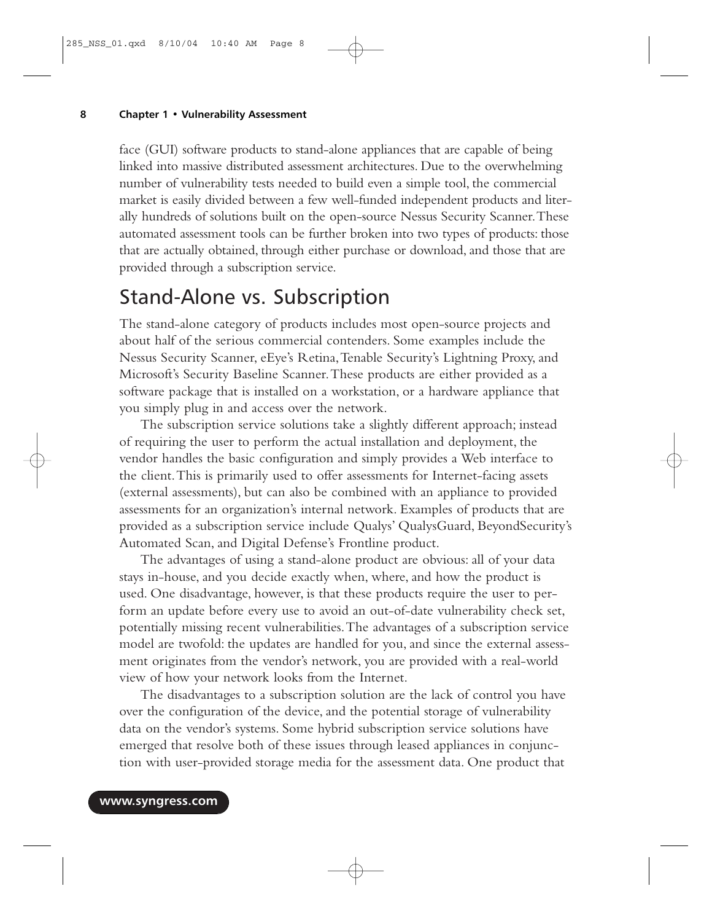face (GUI) software products to stand-alone appliances that are capable of being linked into massive distributed assessment architectures. Due to the overwhelming number of vulnerability tests needed to build even a simple tool, the commercial market is easily divided between a few well-funded independent products and literally hundreds of solutions built on the open-source Nessus Security Scanner. These automated assessment tools can be further broken into two types of products: those that are actually obtained, through either purchase or download, and those that are provided through a subscription service.

## Stand-Alone vs. Subscription

The stand-alone category of products includes most open-source projects and about half of the serious commercial contenders. Some examples include the Nessus Security Scanner, eEye's Retina, Tenable Security's Lightning Proxy, and Microsoft's Security Baseline Scanner. These products are either provided as a software package that is installed on a workstation, or a hardware appliance that you simply plug in and access over the network.

The subscription service solutions take a slightly different approach; instead of requiring the user to perform the actual installation and deployment, the vendor handles the basic configuration and simply provides a Web interface to the client. This is primarily used to offer assessments for Internet-facing assets (external assessments), but can also be combined with an appliance to provided assessments for an organization's internal network. Examples of products that are provided as a subscription service include Qualys' QualysGuard, BeyondSecurity's Automated Scan, and Digital Defense's Frontline product.

The advantages of using a stand-alone product are obvious: all of your data stays in-house, and you decide exactly when, where, and how the product is used. One disadvantage, however, is that these products require the user to perform an update before every use to avoid an out-of-date vulnerability check set, potentially missing recent vulnerabilities. The advantages of a subscription service model are twofold: the updates are handled for you, and since the external assessment originates from the vendor's network, you are provided with a real-world view of how your network looks from the Internet.

The disadvantages to a subscription solution are the lack of control you have over the configuration of the device, and the potential storage of vulnerability data on the vendor's systems. Some hybrid subscription service solutions have emerged that resolve both of these issues through leased appliances in conjunction with user-provided storage media for the assessment data. One product that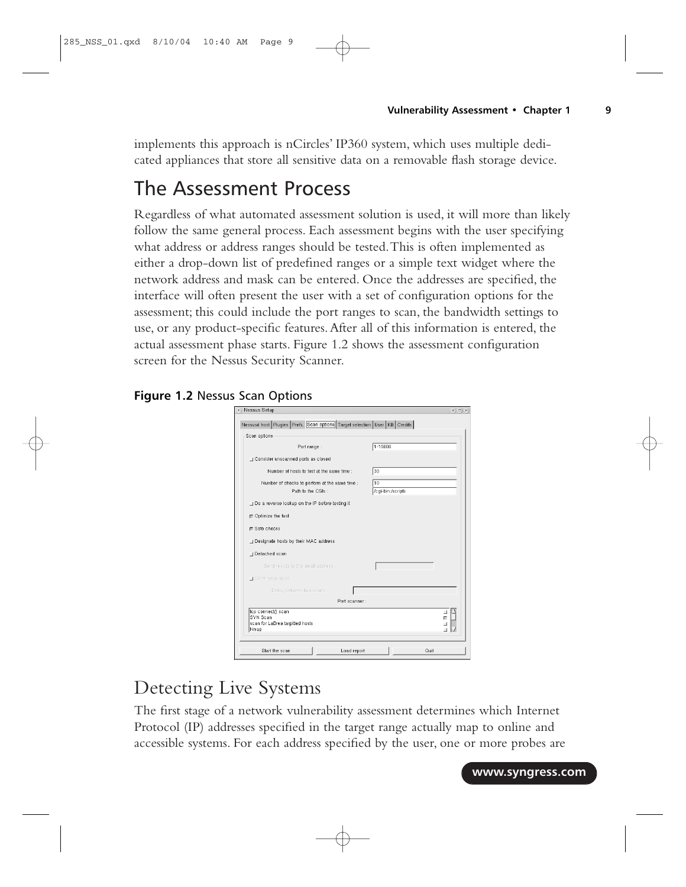implements this approach is nCircles' IP360 system, which uses multiple dedicated appliances that store all sensitive data on a removable flash storage device.

# The Assessment Process

Regardless of what automated assessment solution is used, it will more than likely follow the same general process. Each assessment begins with the user specifying what address or address ranges should be tested. This is often implemented as either a drop-down list of predefined ranges or a simple text widget where the network address and mask can be entered. Once the addresses are specified, the interface will often present the user with a set of configuration options for the assessment; this could include the port ranges to scan, the bandwidth settings to use, or any product-specific features. After all of this information is entered, the actual assessment phase starts. Figure 1.2 shows the assessment configuration screen for the Nessus Security Scanner.

**Figure 1.2** Nessus Scan Options

## Detecting Live Systems

The first stage of a network vulnerability assessment determines which Internet Protocol (IP) addresses specified in the target range actually map to online and accessible systems. For each address specified by the user, one or more probes are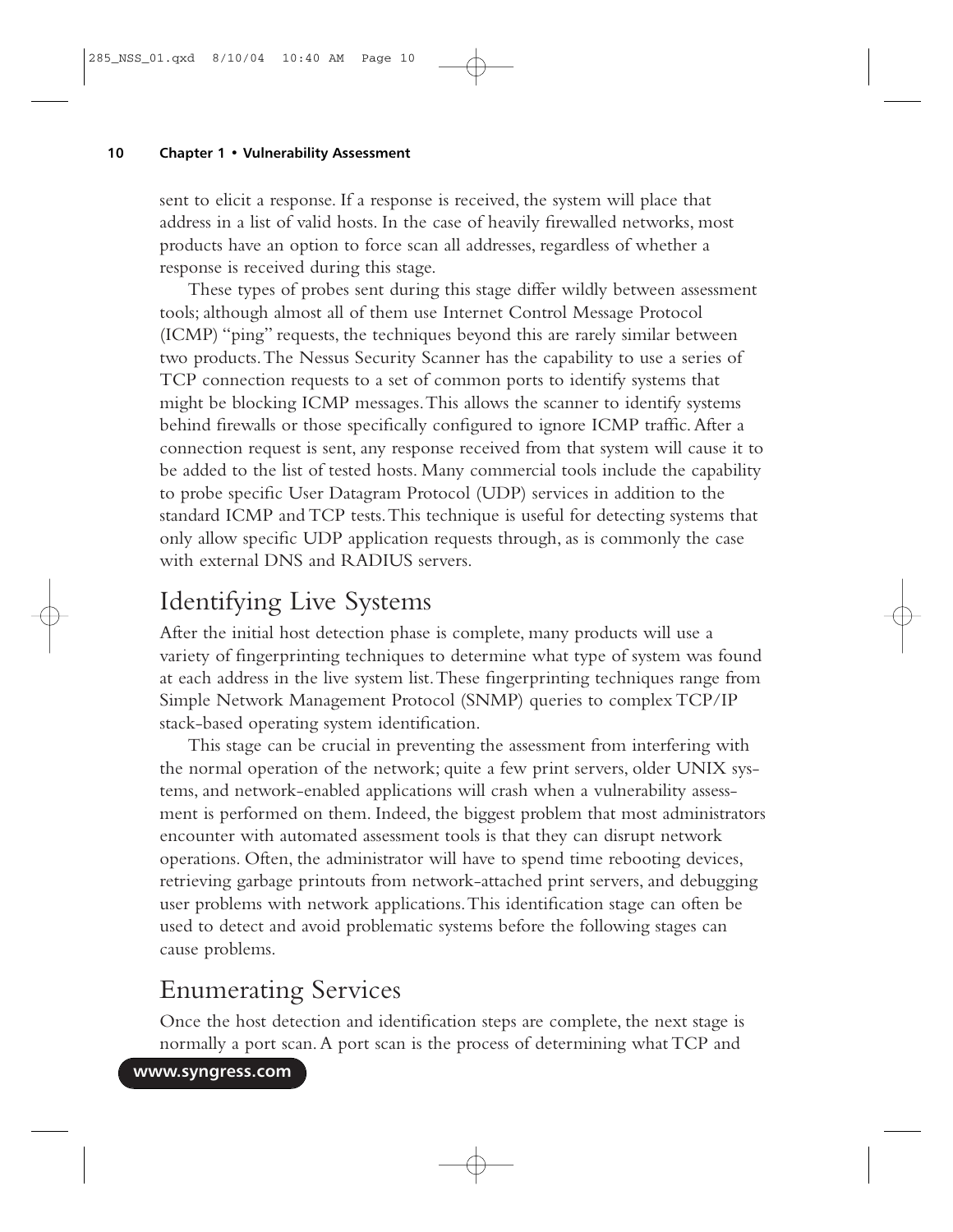sent to elicit a response. If a response is received, the system will place that address in a list of valid hosts. In the case of heavily firewalled networks, most products have an option to force scan all addresses, regardless of whether a response is received during this stage.

These types of probes sent during this stage differ wildly between assessment tools; although almost all of them use Internet Control Message Protocol (ICMP) "ping" requests, the techniques beyond this are rarely similar between two products. The Nessus Security Scanner has the capability to use a series of TCP connection requests to a set of common ports to identify systems that might be blocking ICMP messages. This allows the scanner to identify systems behind firewalls or those specifically configured to ignore ICMP traffic. After a connection request is sent, any response received from that system will cause it to be added to the list of tested hosts. Many commercial tools include the capability to probe specific User Datagram Protocol (UDP) services in addition to the standard ICMP and TCP tests. This technique is useful for detecting systems that only allow specific UDP application requests through, as is commonly the case with external DNS and RADIUS servers.

## Identifying Live Systems

After the initial host detection phase is complete, many products will use a variety of fingerprinting techniques to determine what type of system was found at each address in the live system list. These fingerprinting techniques range from Simple Network Management Protocol (SNMP) queries to complex TCP/IP stack-based operating system identification.

This stage can be crucial in preventing the assessment from interfering with the normal operation of the network; quite a few print servers, older UNIX systems, and network-enabled applications will crash when a vulnerability assessment is performed on them. Indeed, the biggest problem that most administrators encounter with automated assessment tools is that they can disrupt network operations. Often, the administrator will have to spend time rebooting devices, retrieving garbage printouts from network-attached print servers, and debugging user problems with network applications. This identification stage can often be used to detect and avoid problematic systems before the following stages can cause problems.

## Enumerating Services

Once the host detection and identification steps are complete, the next stage is normally a port scan. A port scan is the process of determining what TCP and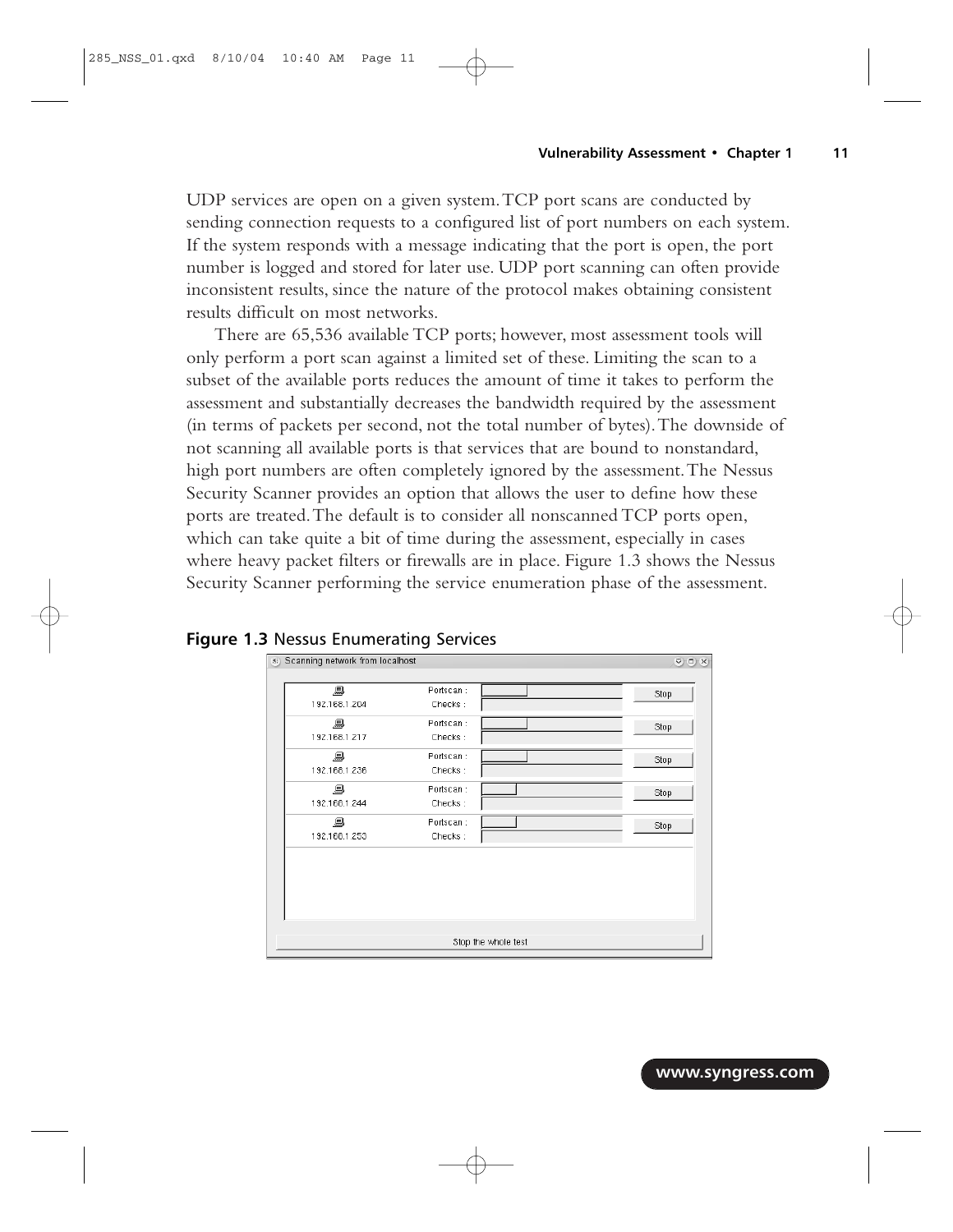UDP services are open on a given system. TCP port scans are conducted by sending connection requests to a configured list of port numbers on each system. If the system responds with a message indicating that the port is open, the port number is logged and stored for later use. UDP port scanning can often provide inconsistent results, since the nature of the protocol makes obtaining consistent results difficult on most networks.

There are 65,536 available TCP ports; however, most assessment tools will only perform a port scan against a limited set of these. Limiting the scan to a subset of the available ports reduces the amount of time it takes to perform the assessment and substantially decreases the bandwidth required by the assessment (in terms of packets per second, not the total number of bytes). The downside of not scanning all available ports is that services that are bound to nonstandard, high port numbers are often completely ignored by the assessment. The Nessus Security Scanner provides an option that allows the user to define how these ports are treated. The default is to consider all nonscanned TCP ports open, which can take quite a bit of time during the assessment, especially in cases where heavy packet filters or firewalls are in place. Figure 1.3 shows the Nessus Security Scanner performing the service enumeration phase of the assessment.

**Figure 1.3** Nessus Enumerating Services

Scanning network from localhost

| Host | | | |
|---|---|---|---|
| 192.168.1.204 | Portscan : | | Stop |
| | Checks : | | |
| 192.168.1.217 | Portscan : | | Stop |
| | Checks : | | |
| 192.168.1.236 | Portscan : | | Stop |
| | Checks : | | |
| 192.168.1.244 | Portscan : | | Stop |
| | Checks : | | |
| 192.168.1.253 | Portscan : | | Stop |
| | Checks : | | |

Stop the whole test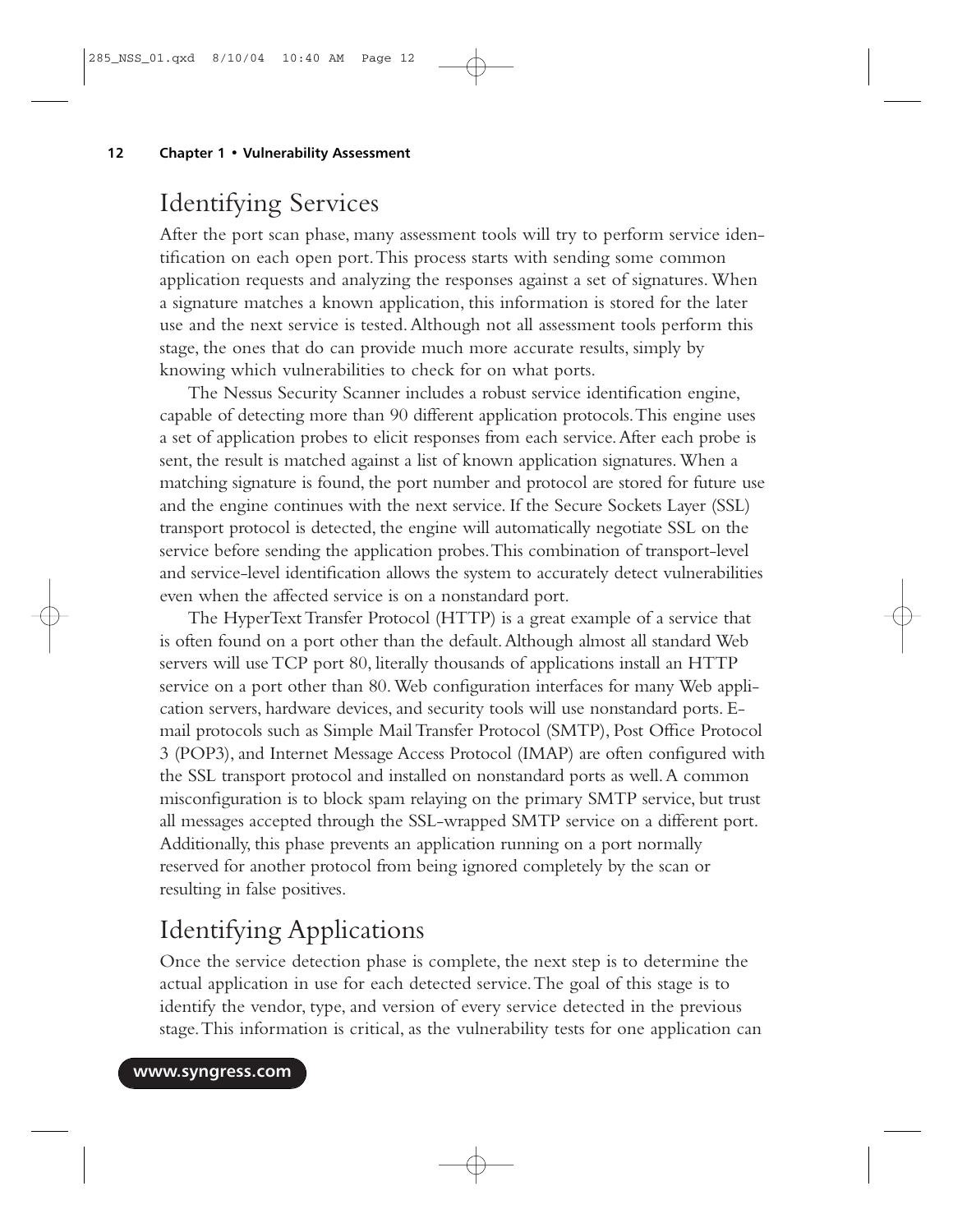## Identifying Services

After the port scan phase, many assessment tools will try to perform service identification on each open port. This process starts with sending some common application requests and analyzing the responses against a set of signatures. When a signature matches a known application, this information is stored for the later use and the next service is tested. Although not all assessment tools perform this stage, the ones that do can provide much more accurate results, simply by knowing which vulnerabilities to check for on what ports.

The Nessus Security Scanner includes a robust service identification engine, capable of detecting more than 90 different application protocols. This engine uses a set of application probes to elicit responses from each service. After each probe is sent, the result is matched against a list of known application signatures. When a matching signature is found, the port number and protocol are stored for future use and the engine continues with the next service. If the Secure Sockets Layer (SSL) transport protocol is detected, the engine will automatically negotiate SSL on the service before sending the application probes. This combination of transport-level and service-level identification allows the system to accurately detect vulnerabilities even when the affected service is on a nonstandard port.

The HyperText Transfer Protocol (HTTP) is a great example of a service that is often found on a port other than the default. Although almost all standard Web servers will use TCP port 80, literally thousands of applications install an HTTP service on a port other than 80. Web configuration interfaces for many Web application servers, hardware devices, and security tools will use nonstandard ports. E-mail protocols such as Simple Mail Transfer Protocol (SMTP), Post Office Protocol 3 (POP3), and Internet Message Access Protocol (IMAP) are often configured with the SSL transport protocol and installed on nonstandard ports as well. A common misconfiguration is to block spam relaying on the primary SMTP service, but trust all messages accepted through the SSL-wrapped SMTP service on a different port. Additionally, this phase prevents an application running on a port normally reserved for another protocol from being ignored completely by the scan or resulting in false positives.

## Identifying Applications

Once the service detection phase is complete, the next step is to determine the actual application in use for each detected service. The goal of this stage is to identify the vendor, type, and version of every service detected in the previous stage. This information is critical, as the vulnerability tests for one application can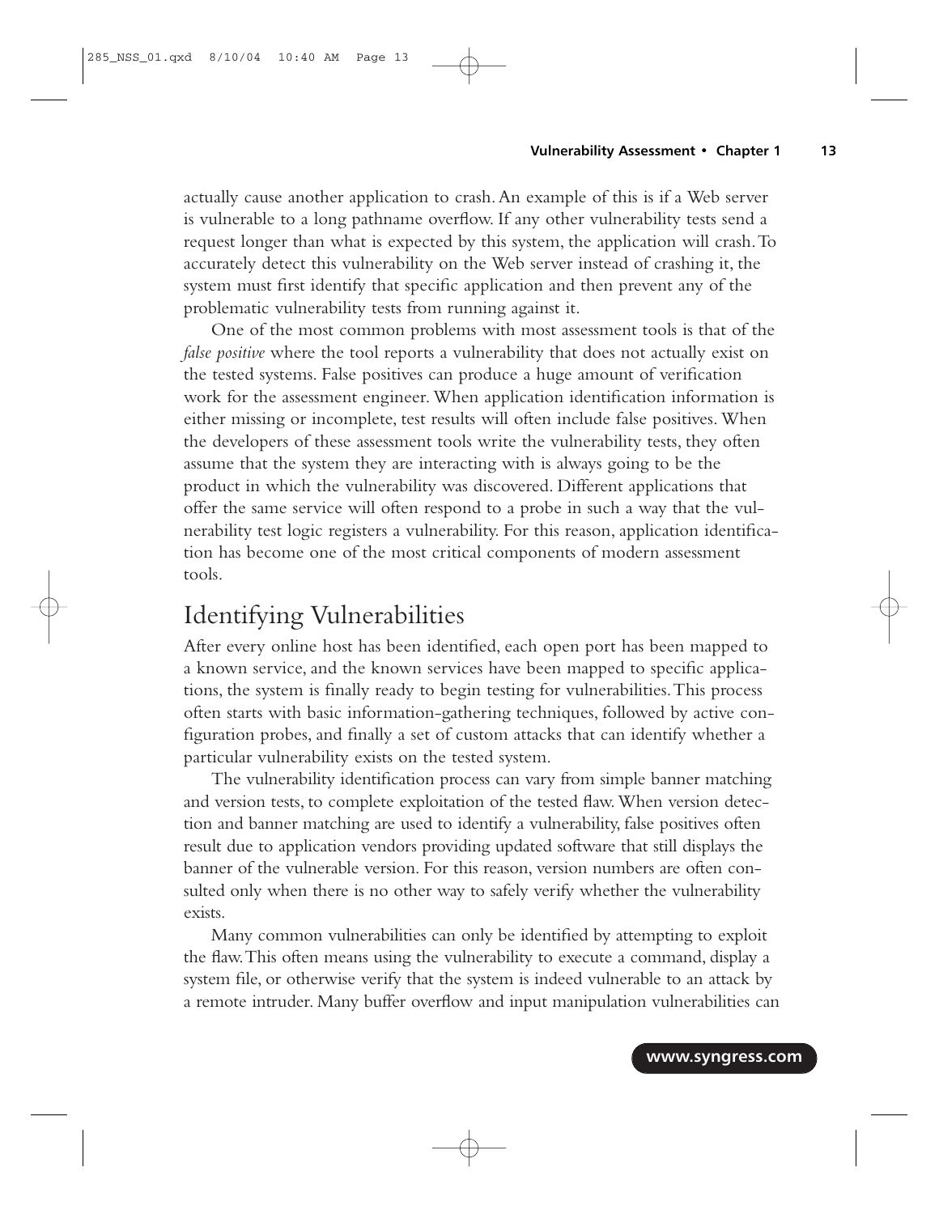actually cause another application to crash. An example of this is if a Web server is vulnerable to a long pathname overflow. If any other vulnerability tests send a request longer than what is expected by this system, the application will crash. To accurately detect this vulnerability on the Web server instead of crashing it, the system must first identify that specific application and then prevent any of the problematic vulnerability tests from running against it.

One of the most common problems with most assessment tools is that of the *false positive* where the tool reports a vulnerability that does not actually exist on the tested systems. False positives can produce a huge amount of verification work for the assessment engineer. When application identification information is either missing or incomplete, test results will often include false positives. When the developers of these assessment tools write the vulnerability tests, they often assume that the system they are interacting with is always going to be the product in which the vulnerability was discovered. Different applications that offer the same service will often respond to a probe in such a way that the vulnerability test logic registers a vulnerability. For this reason, application identification has become one of the most critical components of modern assessment tools.

## Identifying Vulnerabilities

After every online host has been identified, each open port has been mapped to a known service, and the known services have been mapped to specific applications, the system is finally ready to begin testing for vulnerabilities. This process often starts with basic information-gathering techniques, followed by active configuration probes, and finally a set of custom attacks that can identify whether a particular vulnerability exists on the tested system.

The vulnerability identification process can vary from simple banner matching and version tests, to complete exploitation of the tested flaw. When version detection and banner matching are used to identify a vulnerability, false positives often result due to application vendors providing updated software that still displays the banner of the vulnerable version. For this reason, version numbers are often consulted only when there is no other way to safely verify whether the vulnerability exists.

Many common vulnerabilities can only be identified by attempting to exploit the flaw. This often means using the vulnerability to execute a command, display a system file, or otherwise verify that the system is indeed vulnerable to an attack by a remote intruder. Many buffer overflow and input manipulation vulnerabilities can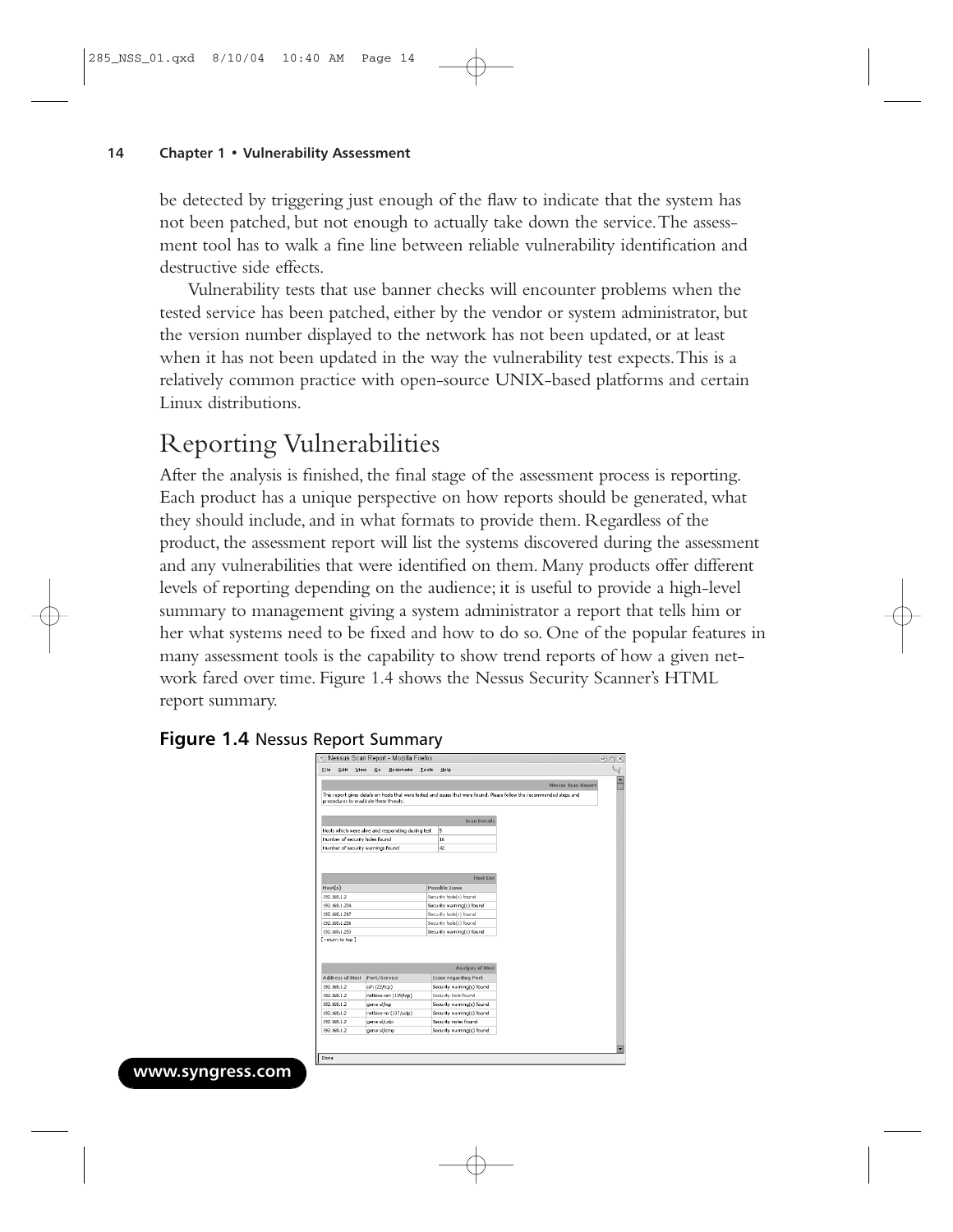be detected by triggering just enough of the flaw to indicate that the system has not been patched, but not enough to actually take down the service. The assessment tool has to walk a fine line between reliable vulnerability identification and destructive side effects.

Vulnerability tests that use banner checks will encounter problems when the tested service has been patched, either by the vendor or system administrator, but the version number displayed to the network has not been updated, or at least when it has not been updated in the way the vulnerability test expects. This is a relatively common practice with open-source UNIX-based platforms and certain Linux distributions.

# Reporting Vulnerabilities

After the analysis is finished, the final stage of the assessment process is reporting. Each product has a unique perspective on how reports should be generated, what they should include, and in what formats to provide them. Regardless of the product, the assessment report will list the systems discovered during the assessment and any vulnerabilities that were identified on them. Many products offer different levels of reporting depending on the audience; it is useful to provide a high-level summary to management giving a system administrator a report that tells him or her what systems need to be fixed and how to do so. One of the popular features in many assessment tools is the capability to show trend reports of how a given network fared over time. Figure 1.4 shows the Nessus Security Scanner's HTML report summary.

**Figure 1.4** Nessus Report Summary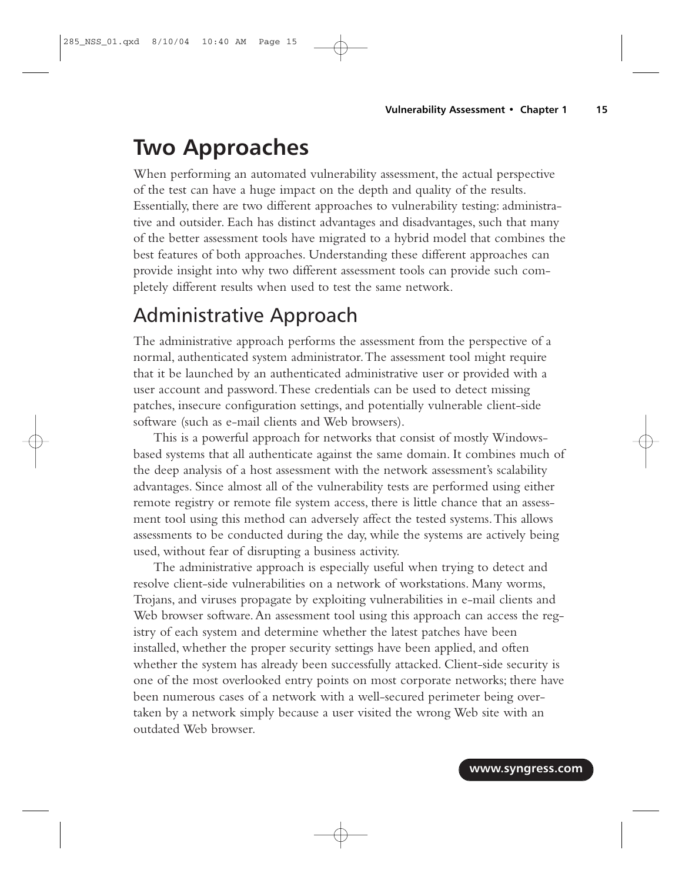# Two Approaches

When performing an automated vulnerability assessment, the actual perspective of the test can have a huge impact on the depth and quality of the results. Essentially, there are two different approaches to vulnerability testing: administrative and outsider. Each has distinct advantages and disadvantages, such that many of the better assessment tools have migrated to a hybrid model that combines the best features of both approaches. Understanding these different approaches can provide insight into why two different assessment tools can provide such completely different results when used to test the same network.

## Administrative Approach

The administrative approach performs the assessment from the perspective of a normal, authenticated system administrator. The assessment tool might require that it be launched by an authenticated administrative user or provided with a user account and password. These credentials can be used to detect missing patches, insecure configuration settings, and potentially vulnerable client-side software (such as e-mail clients and Web browsers).

This is a powerful approach for networks that consist of mostly Windows-based systems that all authenticate against the same domain. It combines much of the deep analysis of a host assessment with the network assessment's scalability advantages. Since almost all of the vulnerability tests are performed using either remote registry or remote file system access, there is little chance that an assessment tool using this method can adversely affect the tested systems. This allows assessments to be conducted during the day, while the systems are actively being used, without fear of disrupting a business activity.

The administrative approach is especially useful when trying to detect and resolve client-side vulnerabilities on a network of workstations. Many worms, Trojans, and viruses propagate by exploiting vulnerabilities in e-mail clients and Web browser software. An assessment tool using this approach can access the registry of each system and determine whether the latest patches have been installed, whether the proper security settings have been applied, and often whether the system has already been successfully attacked. Client-side security is one of the most overlooked entry points on most corporate networks; there have been numerous cases of a network with a well-secured perimeter being overtaken by a network simply because a user visited the wrong Web site with an outdated Web browser.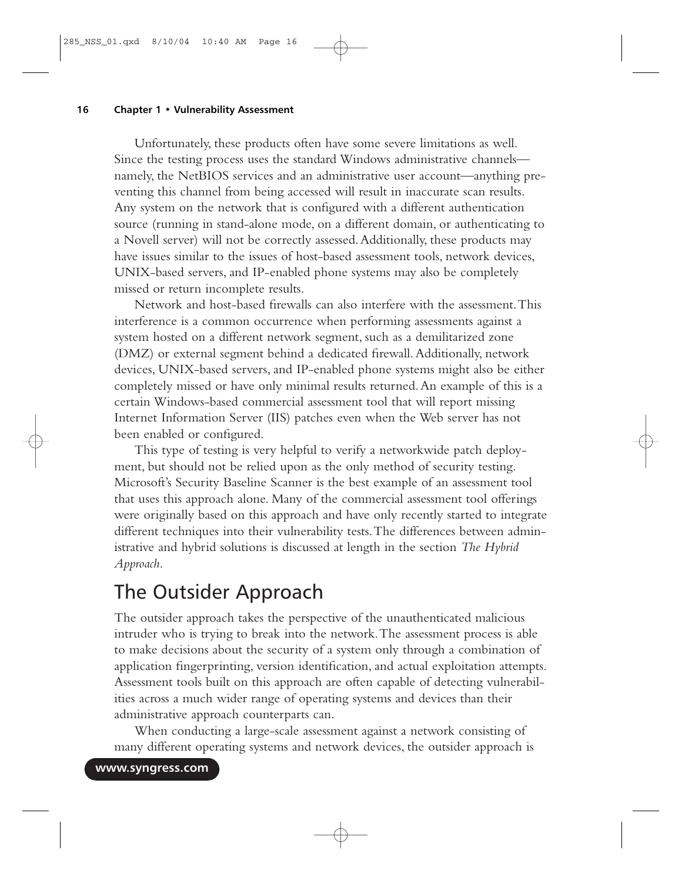Unfortunately, these products often have some severe limitations as well. Since the testing process uses the standard Windows administrative channels—namely, the NetBIOS services and an administrative user account—anything preventing this channel from being accessed will result in inaccurate scan results. Any system on the network that is configured with a different authentication source (running in stand-alone mode, on a different domain, or authenticating to a Novell server) will not be correctly assessed. Additionally, these products may have issues similar to the issues of host-based assessment tools, network devices, UNIX-based servers, and IP-enabled phone systems may also be completely missed or return incomplete results.

Network and host-based firewalls can also interfere with the assessment. This interference is a common occurrence when performing assessments against a system hosted on a different network segment, such as a demilitarized zone (DMZ) or external segment behind a dedicated firewall. Additionally, network devices, UNIX-based servers, and IP-enabled phone systems might also be either completely missed or have only minimal results returned. An example of this is a certain Windows-based commercial assessment tool that will report missing Internet Information Server (IIS) patches even when the Web server has not been enabled or configured.

This type of testing is very helpful to verify a networkwide patch deployment, but should not be relied upon as the only method of security testing. Microsoft's Security Baseline Scanner is the best example of an assessment tool that uses this approach alone. Many of the commercial assessment tool offerings were originally based on this approach and have only recently started to integrate different techniques into their vulnerability tests. The differences between administrative and hybrid solutions is discussed at length in the section *The Hybrid Approach*.

## The Outsider Approach

The outsider approach takes the perspective of the unauthenticated malicious intruder who is trying to break into the network. The assessment process is able to make decisions about the security of a system only through a combination of application fingerprinting, version identification, and actual exploitation attempts. Assessment tools built on this approach are often capable of detecting vulnerabilities across a much wider range of operating systems and devices than their administrative approach counterparts can.

When conducting a large-scale assessment against a network consisting of many different operating systems and network devices, the outsider approach is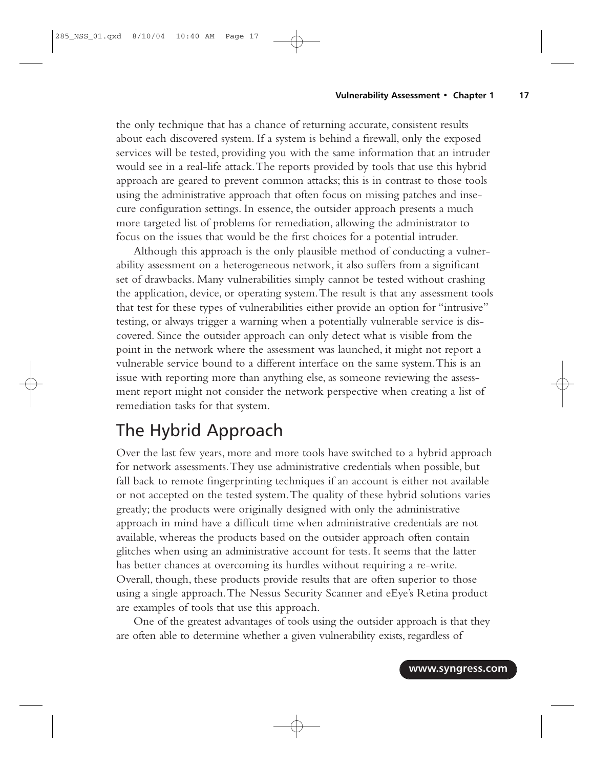the only technique that has a chance of returning accurate, consistent results about each discovered system. If a system is behind a firewall, only the exposed services will be tested, providing you with the same information that an intruder would see in a real-life attack. The reports provided by tools that use this hybrid approach are geared to prevent common attacks; this is in contrast to those tools using the administrative approach that often focus on missing patches and insecure configuration settings. In essence, the outsider approach presents a much more targeted list of problems for remediation, allowing the administrator to focus on the issues that would be the first choices for a potential intruder.

Although this approach is the only plausible method of conducting a vulnerability assessment on a heterogeneous network, it also suffers from a significant set of drawbacks. Many vulnerabilities simply cannot be tested without crashing the application, device, or operating system. The result is that any assessment tools that test for these types of vulnerabilities either provide an option for "intrusive" testing, or always trigger a warning when a potentially vulnerable service is discovered. Since the outsider approach can only detect what is visible from the point in the network where the assessment was launched, it might not report a vulnerable service bound to a different interface on the same system. This is an issue with reporting more than anything else, as someone reviewing the assessment report might not consider the network perspective when creating a list of remediation tasks for that system.

## The Hybrid Approach

Over the last few years, more and more tools have switched to a hybrid approach for network assessments. They use administrative credentials when possible, but fall back to remote fingerprinting techniques if an account is either not available or not accepted on the tested system. The quality of these hybrid solutions varies greatly; the products were originally designed with only the administrative approach in mind have a difficult time when administrative credentials are not available, whereas the products based on the outsider approach often contain glitches when using an administrative account for tests. It seems that the latter has better chances at overcoming its hurdles without requiring a re-write. Overall, though, these products provide results that are often superior to those using a single approach. The Nessus Security Scanner and eEye's Retina product are examples of tools that use this approach.

One of the greatest advantages of tools using the outsider approach is that they are often able to determine whether a given vulnerability exists, regardless of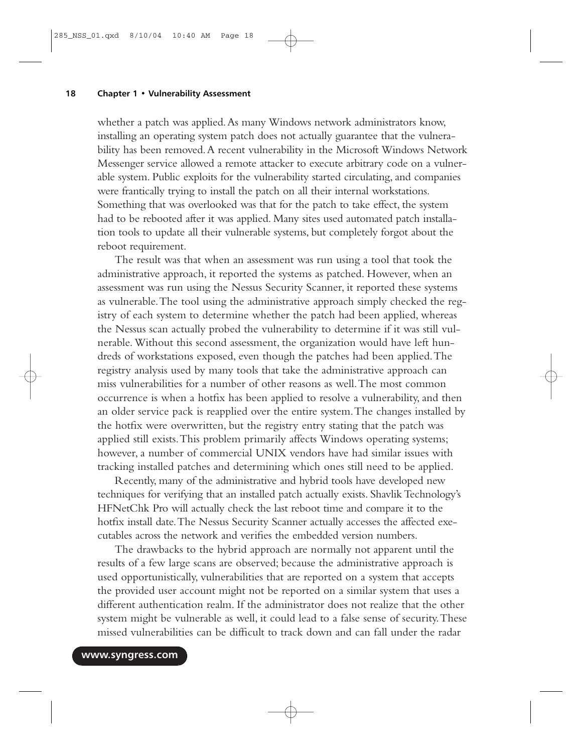whether a patch was applied. As many Windows network administrators know, installing an operating system patch does not actually guarantee that the vulnerability has been removed. A recent vulnerability in the Microsoft Windows Network Messenger service allowed a remote attacker to execute arbitrary code on a vulnerable system. Public exploits for the vulnerability started circulating, and companies were frantically trying to install the patch on all their internal workstations. Something that was overlooked was that for the patch to take effect, the system had to be rebooted after it was applied. Many sites used automated patch installation tools to update all their vulnerable systems, but completely forgot about the reboot requirement.

The result was that when an assessment was run using a tool that took the administrative approach, it reported the systems as patched. However, when an assessment was run using the Nessus Security Scanner, it reported these systems as vulnerable. The tool using the administrative approach simply checked the registry of each system to determine whether the patch had been applied, whereas the Nessus scan actually probed the vulnerability to determine if it was still vulnerable. Without this second assessment, the organization would have left hundreds of workstations exposed, even though the patches had been applied. The registry analysis used by many tools that take the administrative approach can miss vulnerabilities for a number of other reasons as well. The most common occurrence is when a hotfix has been applied to resolve a vulnerability, and then an older service pack is reapplied over the entire system. The changes installed by the hotfix were overwritten, but the registry entry stating that the patch was applied still exists. This problem primarily affects Windows operating systems; however, a number of commercial UNIX vendors have had similar issues with tracking installed patches and determining which ones still need to be applied.

Recently, many of the administrative and hybrid tools have developed new techniques for verifying that an installed patch actually exists. Shavlik Technology's HFNetChk Pro will actually check the last reboot time and compare it to the hotfix install date. The Nessus Security Scanner actually accesses the affected executables across the network and verifies the embedded version numbers.

The drawbacks to the hybrid approach are normally not apparent until the results of a few large scans are observed; because the administrative approach is used opportunistically, vulnerabilities that are reported on a system that accepts the provided user account might not be reported on a similar system that uses a different authentication realm. If the administrator does not realize that the other system might be vulnerable as well, it could lead to a false sense of security. These missed vulnerabilities can be difficult to track down and can fall under the radar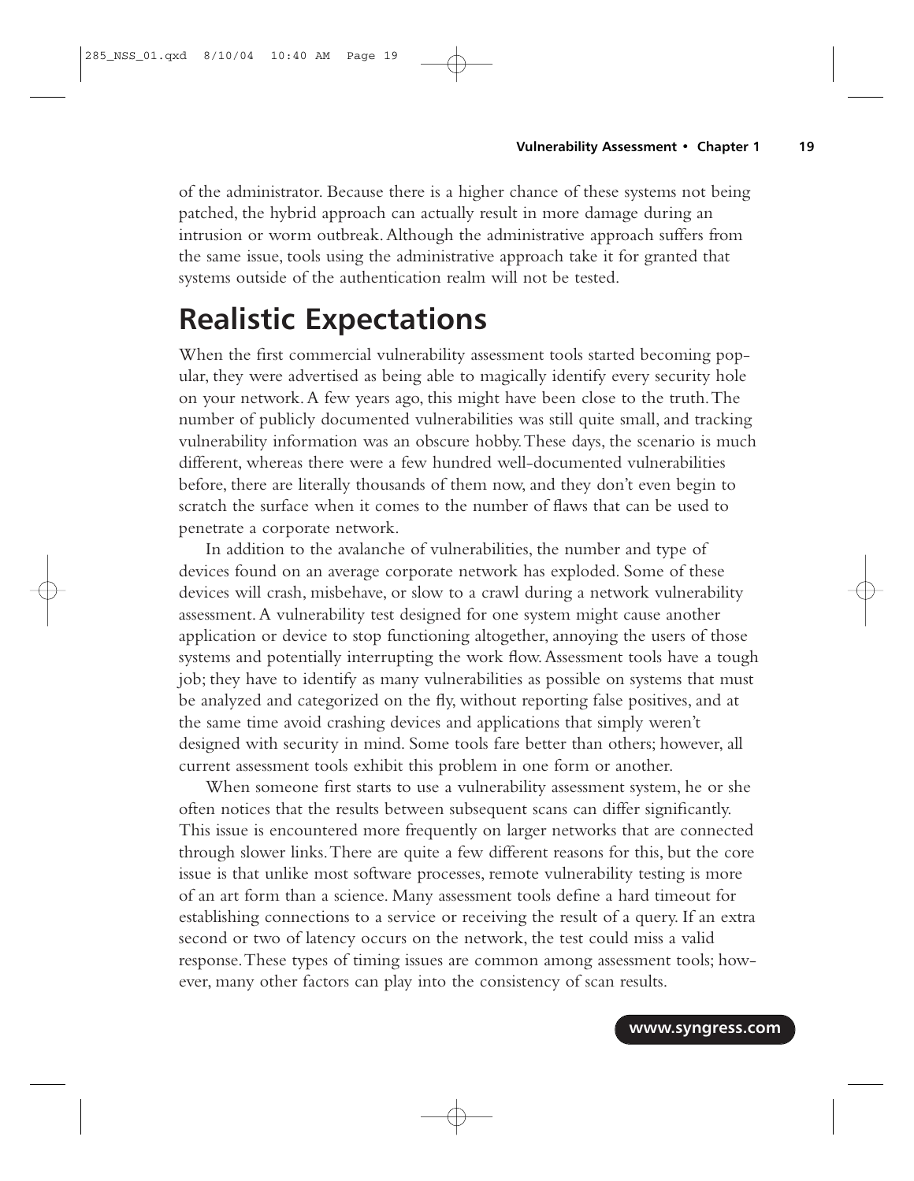of the administrator. Because there is a higher chance of these systems not being patched, the hybrid approach can actually result in more damage during an intrusion or worm outbreak. Although the administrative approach suffers from the same issue, tools using the administrative approach take it for granted that systems outside of the authentication realm will not be tested.

# Realistic Expectations

When the first commercial vulnerability assessment tools started becoming popular, they were advertised as being able to magically identify every security hole on your network. A few years ago, this might have been close to the truth. The number of publicly documented vulnerabilities was still quite small, and tracking vulnerability information was an obscure hobby. These days, the scenario is much different, whereas there were a few hundred well-documented vulnerabilities before, there are literally thousands of them now, and they don't even begin to scratch the surface when it comes to the number of flaws that can be used to penetrate a corporate network.

In addition to the avalanche of vulnerabilities, the number and type of devices found on an average corporate network has exploded. Some of these devices will crash, misbehave, or slow to a crawl during a network vulnerability assessment. A vulnerability test designed for one system might cause another application or device to stop functioning altogether, annoying the users of those systems and potentially interrupting the work flow. Assessment tools have a tough job; they have to identify as many vulnerabilities as possible on systems that must be analyzed and categorized on the fly, without reporting false positives, and at the same time avoid crashing devices and applications that simply weren't designed with security in mind. Some tools fare better than others; however, all current assessment tools exhibit this problem in one form or another.

When someone first starts to use a vulnerability assessment system, he or she often notices that the results between subsequent scans can differ significantly. This issue is encountered more frequently on larger networks that are connected through slower links. There are quite a few different reasons for this, but the core issue is that unlike most software processes, remote vulnerability testing is more of an art form than a science. Many assessment tools define a hard timeout for establishing connections to a service or receiving the result of a query. If an extra second or two of latency occurs on the network, the test could miss a valid response. These types of timing issues are common among assessment tools; however, many other factors can play into the consistency of scan results.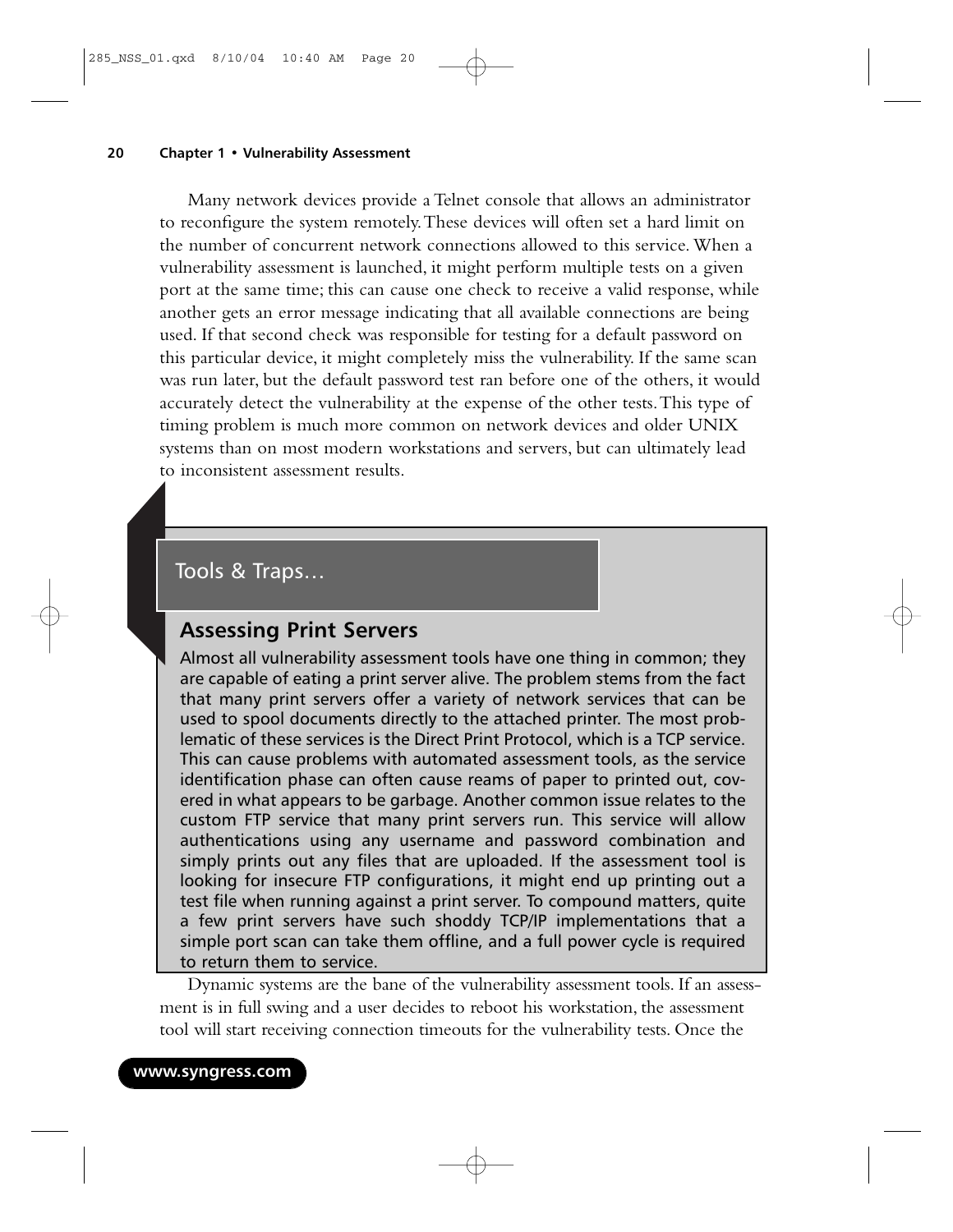Many network devices provide a Telnet console that allows an administrator to reconfigure the system remotely. These devices will often set a hard limit on the number of concurrent network connections allowed to this service. When a vulnerability assessment is launched, it might perform multiple tests on a given port at the same time; this can cause one check to receive a valid response, while another gets an error message indicating that all available connections are being used. If that second check was responsible for testing for a default password on this particular device, it might completely miss the vulnerability. If the same scan was run later, but the default password test ran before one of the others, it would accurately detect the vulnerability at the expense of the other tests. This type of timing problem is much more common on network devices and older UNIX systems than on most modern workstations and servers, but can ultimately lead to inconsistent assessment results.

> **Tools & Traps…**
>
> ### Assessing Print Servers
>
> Almost all vulnerability assessment tools have one thing in common; they are capable of eating a print server alive. The problem stems from the fact that many print servers offer a variety of network services that can be used to spool documents directly to the attached printer. The most problematic of these services is the Direct Print Protocol, which is a TCP service. This can cause problems with automated assessment tools, as the service identification phase can often cause reams of paper to printed out, covered in what appears to be garbage. Another common issue relates to the custom FTP service that many print servers run. This service will allow authentications using any username and password combination and simply prints out any files that are uploaded. If the assessment tool is looking for insecure FTP configurations, it might end up printing out a test file when running against a print server. To compound matters, quite a few print servers have such shoddy TCP/IP implementations that a simple port scan can take them offline, and a full power cycle is required to return them to service.

Dynamic systems are the bane of the vulnerability assessment tools. If an assessment is in full swing and a user decides to reboot his workstation, the assessment tool will start receiving connection timeouts for the vulnerability tests. Once the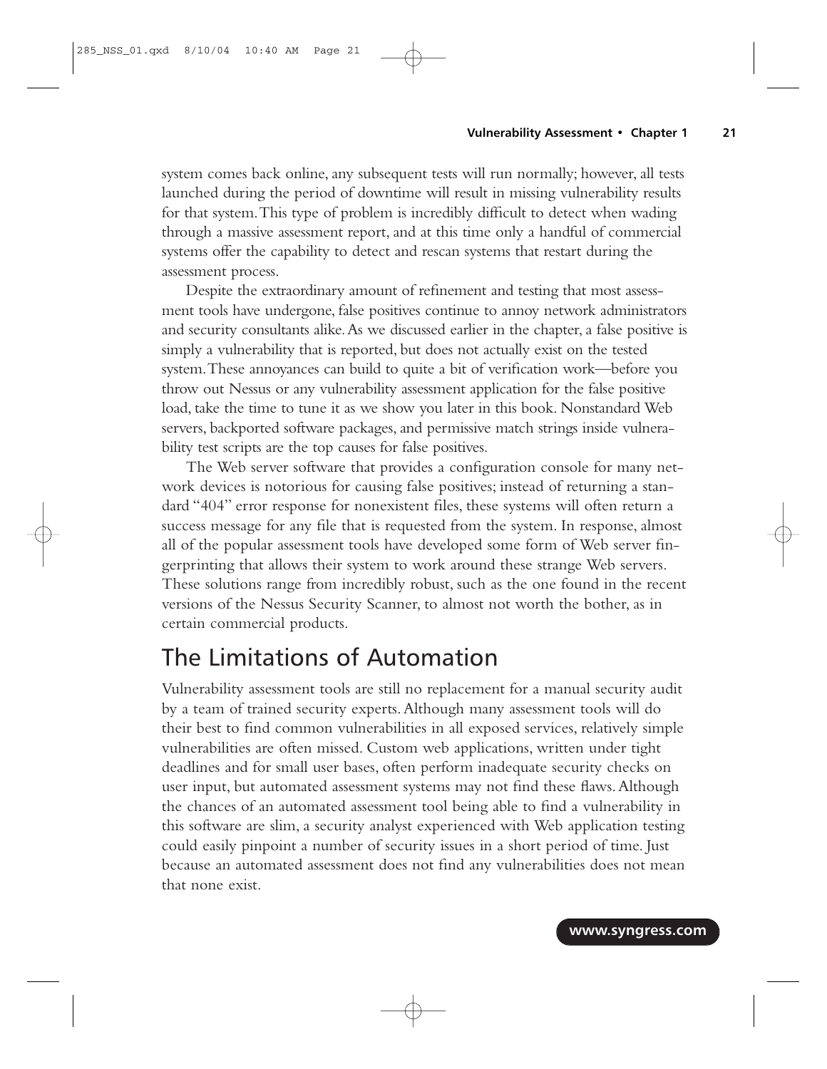system comes back online, any subsequent tests will run normally; however, all tests launched during the period of downtime will result in missing vulnerability results for that system. This type of problem is incredibly difficult to detect when wading through a massive assessment report, and at this time only a handful of commercial systems offer the capability to detect and rescan systems that restart during the assessment process.

Despite the extraordinary amount of refinement and testing that most assessment tools have undergone, false positives continue to annoy network administrators and security consultants alike. As we discussed earlier in the chapter, a false positive is simply a vulnerability that is reported, but does not actually exist on the tested system. These annoyances can build to quite a bit of verification work—before you throw out Nessus or any vulnerability assessment application for the false positive load, take the time to tune it as we show you later in this book. Nonstandard Web servers, backported software packages, and permissive match strings inside vulnerability test scripts are the top causes for false positives.

The Web server software that provides a configuration console for many network devices is notorious for causing false positives; instead of returning a standard "404" error response for nonexistent files, these systems will often return a success message for any file that is requested from the system. In response, almost all of the popular assessment tools have developed some form of Web server fingerprinting that allows their system to work around these strange Web servers. These solutions range from incredibly robust, such as the one found in the recent versions of the Nessus Security Scanner, to almost not worth the bother, as in certain commercial products.

## The Limitations of Automation

Vulnerability assessment tools are still no replacement for a manual security audit by a team of trained security experts. Although many assessment tools will do their best to find common vulnerabilities in all exposed services, relatively simple vulnerabilities are often missed. Custom web applications, written under tight deadlines and for small user bases, often perform inadequate security checks on user input, but automated assessment systems may not find these flaws. Although the chances of an automated assessment tool being able to find a vulnerability in this software are slim, a security analyst experienced with Web application testing could easily pinpoint a number of security issues in a short period of time. Just because an automated assessment does not find any vulnerabilities does not mean that none exist.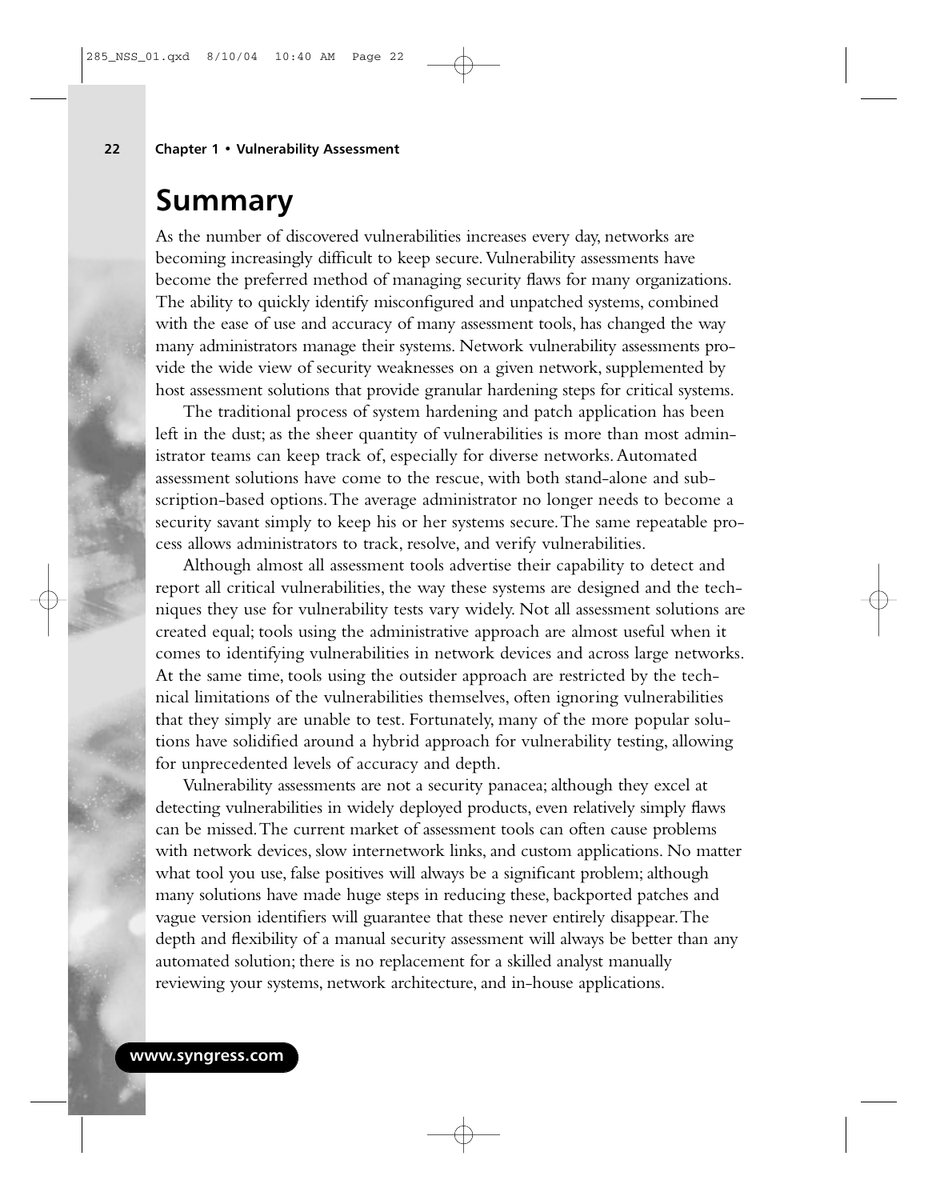# Summary

As the number of discovered vulnerabilities increases every day, networks are becoming increasingly difficult to keep secure. Vulnerability assessments have become the preferred method of managing security flaws for many organizations. The ability to quickly identify misconfigured and unpatched systems, combined with the ease of use and accuracy of many assessment tools, has changed the way many administrators manage their systems. Network vulnerability assessments provide the wide view of security weaknesses on a given network, supplemented by host assessment solutions that provide granular hardening steps for critical systems.

The traditional process of system hardening and patch application has been left in the dust; as the sheer quantity of vulnerabilities is more than most administrator teams can keep track of, especially for diverse networks. Automated assessment solutions have come to the rescue, with both stand-alone and subscription-based options. The average administrator no longer needs to become a security savant simply to keep his or her systems secure. The same repeatable process allows administrators to track, resolve, and verify vulnerabilities.

Although almost all assessment tools advertise their capability to detect and report all critical vulnerabilities, the way these systems are designed and the techniques they use for vulnerability tests vary widely. Not all assessment solutions are created equal; tools using the administrative approach are almost useful when it comes to identifying vulnerabilities in network devices and across large networks. At the same time, tools using the outsider approach are restricted by the technical limitations of the vulnerabilities themselves, often ignoring vulnerabilities that they simply are unable to test. Fortunately, many of the more popular solutions have solidified around a hybrid approach for vulnerability testing, allowing for unprecedented levels of accuracy and depth.

Vulnerability assessments are not a security panacea; although they excel at detecting vulnerabilities in widely deployed products, even relatively simply flaws can be missed. The current market of assessment tools can often cause problems with network devices, slow internetwork links, and custom applications. No matter what tool you use, false positives will always be a significant problem; although many solutions have made huge steps in reducing these, backported patches and vague version identifiers will guarantee that these never entirely disappear. The depth and flexibility of a manual security assessment will always be better than any automated solution; there is no replacement for a skilled analyst manually reviewing your systems, network architecture, and in-house applications.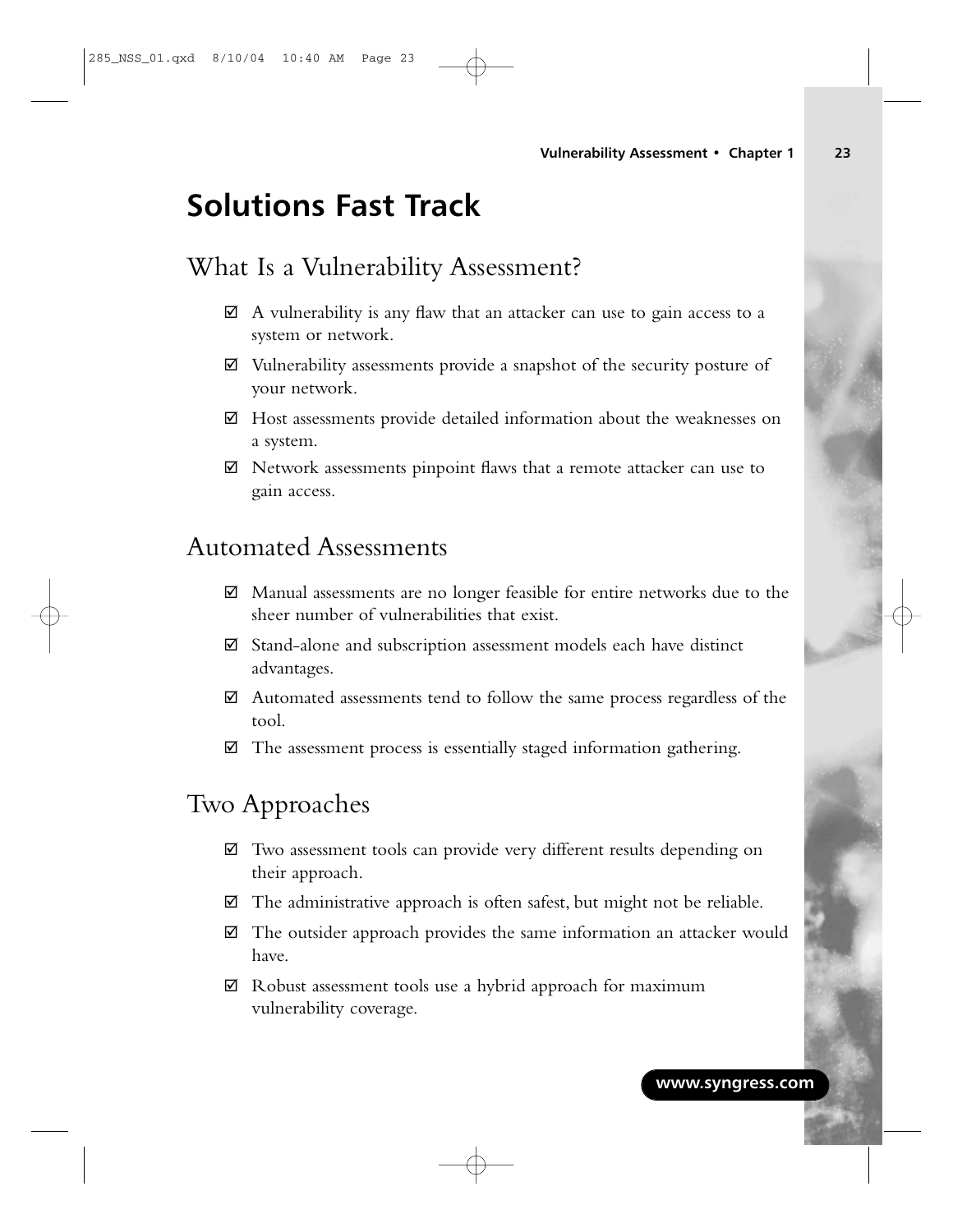# Solutions Fast Track

## What Is a Vulnerability Assessment?

- ☑ A vulnerability is any flaw that an attacker can use to gain access to a system or network.
- ☑ Vulnerability assessments provide a snapshot of the security posture of your network.
- ☑ Host assessments provide detailed information about the weaknesses on a system.
- ☑ Network assessments pinpoint flaws that a remote attacker can use to gain access.

## Automated Assessments

- ☑ Manual assessments are no longer feasible for entire networks due to the sheer number of vulnerabilities that exist.
- ☑ Stand-alone and subscription assessment models each have distinct advantages.
- ☑ Automated assessments tend to follow the same process regardless of the tool.
- ☑ The assessment process is essentially staged information gathering.

## Two Approaches

- ☑ Two assessment tools can provide very different results depending on their approach.
- ☑ The administrative approach is often safest, but might not be reliable.
- ☑ The outsider approach provides the same information an attacker would have.
- ☑ Robust assessment tools use a hybrid approach for maximum vulnerability coverage.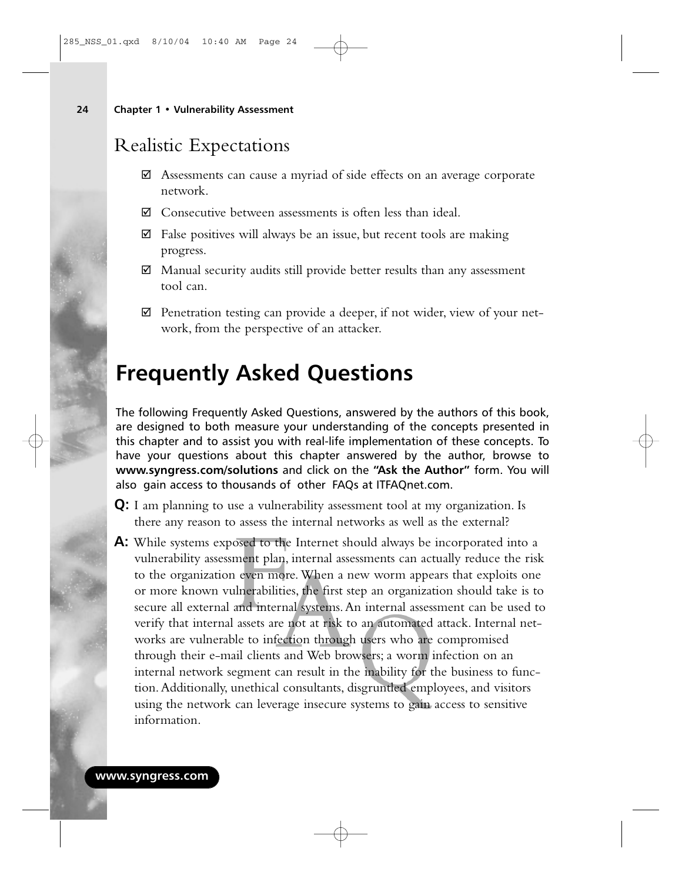## Realistic Expectations

- ☑ Assessments can cause a myriad of side effects on an average corporate network.
- ☑ Consecutive between assessments is often less than ideal.
- ☑ False positives will always be an issue, but recent tools are making progress.
- ☑ Manual security audits still provide better results than any assessment tool can.
- ☑ Penetration testing can provide a deeper, if not wider, view of your network, from the perspective of an attacker.

# Frequently Asked Questions

The following Frequently Asked Questions, answered by the authors of this book, are designed to both measure your understanding of the concepts presented in this chapter and to assist you with real-life implementation of these concepts. To have your questions about this chapter answered by the author, browse to **www.syngress.com/solutions** and click on the **"Ask the Author"** form. You will also gain access to thousands of other FAQs at ITFAQnet.com.

**Q:** I am planning to use a vulnerability assessment tool at my organization. Is there any reason to assess the internal networks as well as the external?

**A:** While systems exposed to the Internet should always be incorporated into a vulnerability assessment plan, internal assessments can actually reduce the risk to the organization even more. When a new worm appears that exploits one or more known vulnerabilities, the first step an organization should take is to secure all external and internal systems. An internal assessment can be used to verify that internal assets are not at risk to an automated attack. Internal networks are vulnerable to infection through users who are compromised through their e-mail clients and Web browsers; a worm infection on an internal network segment can result in the inability for the business to function. Additionally, unethical consultants, disgruntled employees, and visitors using the network can leverage insecure systems to gain access to sensitive information.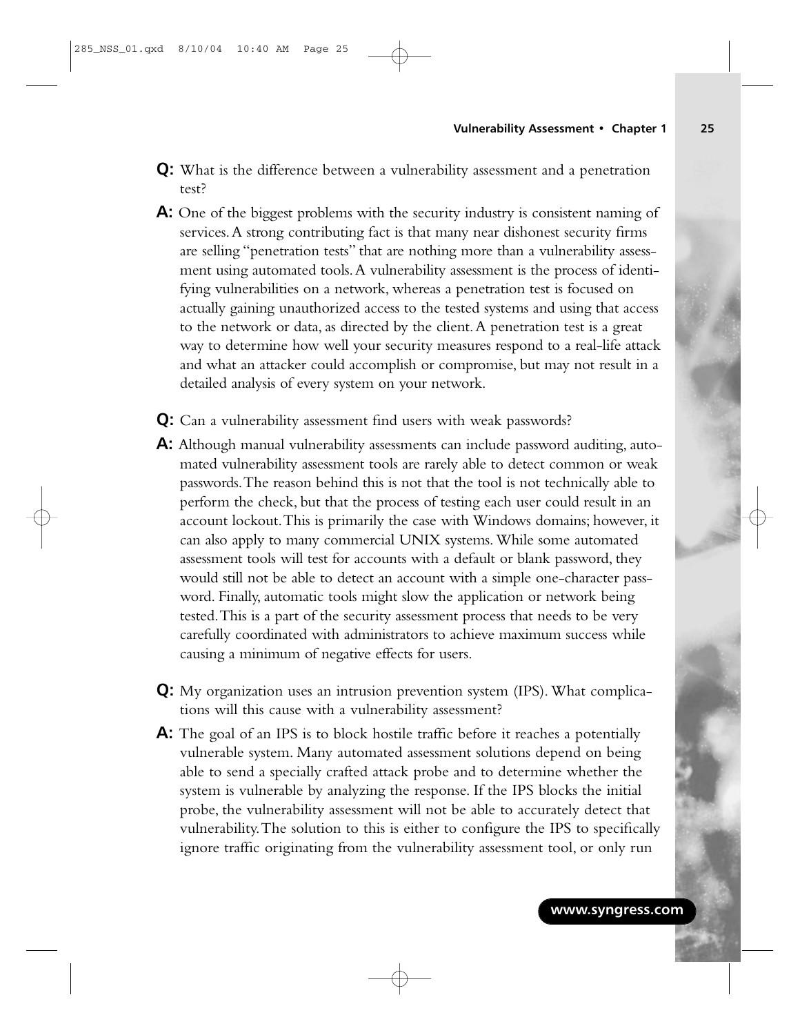**Q:** What is the difference between a vulnerability assessment and a penetration test?

**A:** One of the biggest problems with the security industry is consistent naming of services. A strong contributing fact is that many near dishonest security firms are selling "penetration tests" that are nothing more than a vulnerability assessment using automated tools. A vulnerability assessment is the process of identifying vulnerabilities on a network, whereas a penetration test is focused on actually gaining unauthorized access to the tested systems and using that access to the network or data, as directed by the client. A penetration test is a great way to determine how well your security measures respond to a real-life attack and what an attacker could accomplish or compromise, but may not result in a detailed analysis of every system on your network.

**Q:** Can a vulnerability assessment find users with weak passwords?

**A:** Although manual vulnerability assessments can include password auditing, automated vulnerability assessment tools are rarely able to detect common or weak passwords. The reason behind this is not that the tool is not technically able to perform the check, but that the process of testing each user could result in an account lockout. This is primarily the case with Windows domains; however, it can also apply to many commercial UNIX systems. While some automated assessment tools will test for accounts with a default or blank password, they would still not be able to detect an account with a simple one-character password. Finally, automatic tools might slow the application or network being tested. This is a part of the security assessment process that needs to be very carefully coordinated with administrators to achieve maximum success while causing a minimum of negative effects for users.

**Q:** My organization uses an intrusion prevention system (IPS). What complications will this cause with a vulnerability assessment?

**A:** The goal of an IPS is to block hostile traffic before it reaches a potentially vulnerable system. Many automated assessment solutions depend on being able to send a specially crafted attack probe and to determine whether the system is vulnerable by analyzing the response. If the IPS blocks the initial probe, the vulnerability assessment will not be able to accurately detect that vulnerability. The solution to this is either to configure the IPS to specifically ignore traffic originating from the vulnerability assessment tool, or only run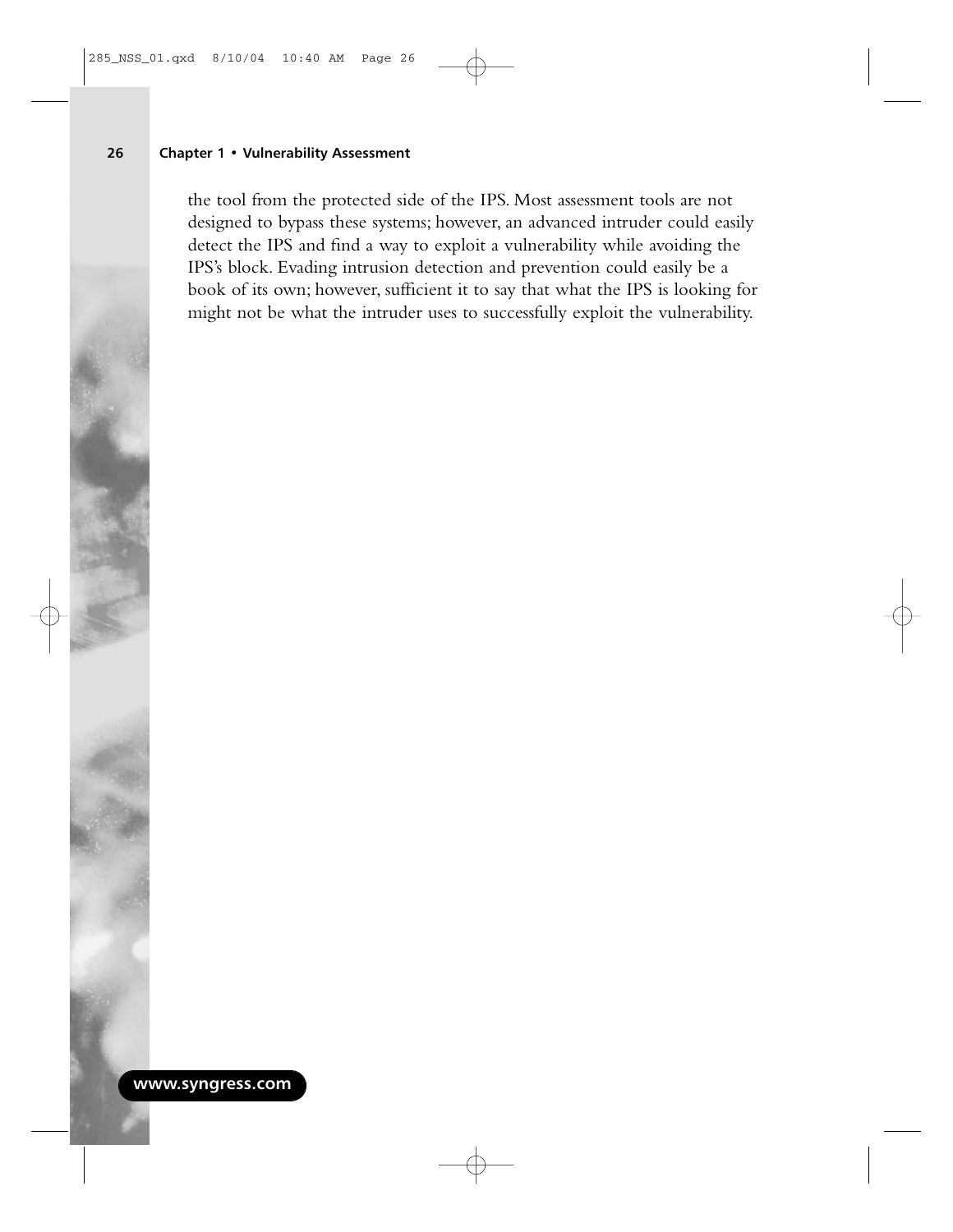the tool from the protected side of the IPS. Most assessment tools are not designed to bypass these systems; however, an advanced intruder could easily detect the IPS and find a way to exploit a vulnerability while avoiding the IPS's block. Evading intrusion detection and prevention could easily be a book of its own; however, sufficient it to say that what the IPS is looking for might not be what the intruder uses to successfully exploit the vulnerability.